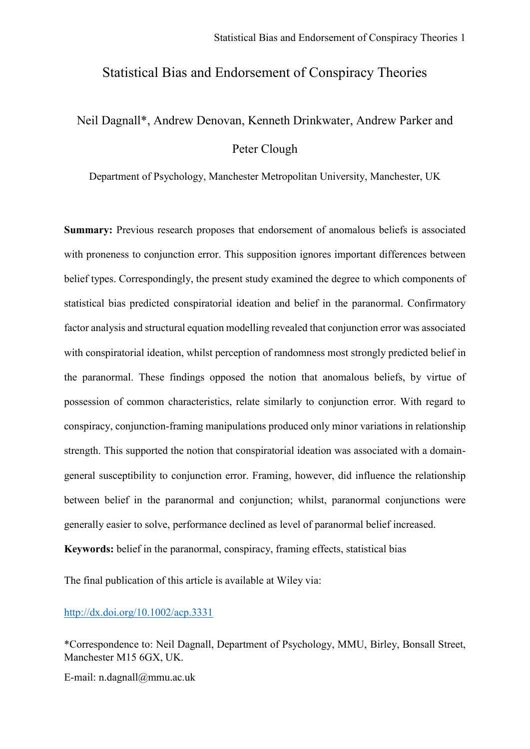# Statistical Bias and Endorsement of Conspiracy Theories

Neil Dagnall*, Andrew Denovan, Kenneth Drinkwater, Andrew Parker and Peter Clough

Department of Psychology, Manchester Metropolitan University, Manchester, UK

**Summary:** Previous research proposes that endorsement of anomalous beliefs is associated with proneness to conjunction error. This supposition ignores important differences between belief types. Correspondingly, the present study examined the degree to which components of statistical bias predicted conspiratorial ideation and belief in the paranormal. Confirmatory factor analysis and structural equation modelling revealed that conjunction error was associated with conspiratorial ideation, whilst perception of randomness most strongly predicted belief in the paranormal. These findings opposed the notion that anomalous beliefs, by virtue of possession of common characteristics, relate similarly to conjunction error. With regard to conspiracy, conjunction-framing manipulations produced only minor variations in relationship strength. This supported the notion that conspiratorial ideation was associated with a domain-general susceptibility to conjunction error. Framing, however, did influence the relationship between belief in the paranormal and conjunction; whilst, paranormal conjunctions were generally easier to solve, performance declined as level of paranormal belief increased.

**Keywords:** belief in the paranormal, conspiracy, framing effects, statistical bias

The final publication of this article is available at Wiley via:

http://dx.doi.org/10.1002/acp.3331

*Correspondence to: Neil Dagnall, Department of Psychology, MMU, Birley, Bonsall Street, Manchester M15 6GX, UK.

E-mail: n.dagnall@mmu.ac.uk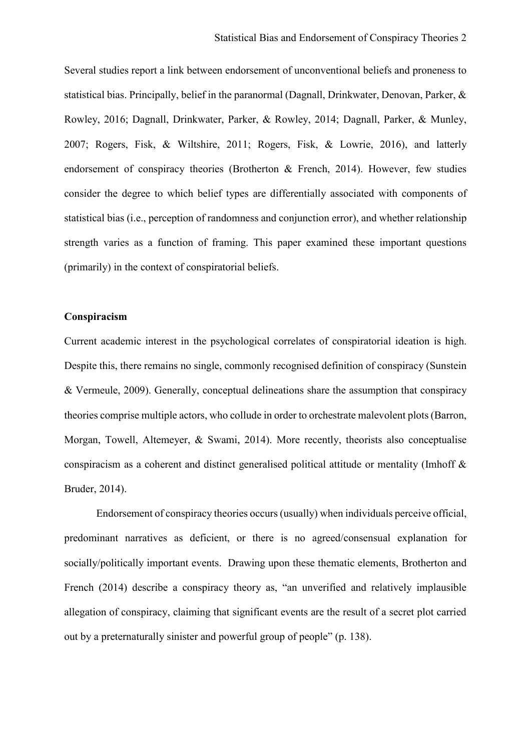Several studies report a link between endorsement of unconventional beliefs and proneness to statistical bias. Principally, belief in the paranormal (Dagnall, Drinkwater, Denovan, Parker, & Rowley, 2016; Dagnall, Drinkwater, Parker, & Rowley, 2014; Dagnall, Parker, & Munley, 2007; Rogers, Fisk, & Wiltshire, 2011; Rogers, Fisk, & Lowrie, 2016), and latterly endorsement of conspiracy theories (Brotherton & French, 2014). However, few studies consider the degree to which belief types are differentially associated with components of statistical bias (i.e., perception of randomness and conjunction error), and whether relationship strength varies as a function of framing. This paper examined these important questions (primarily) in the context of conspiratorial beliefs.

## Conspiracism

Current academic interest in the psychological correlates of conspiratorial ideation is high. Despite this, there remains no single, commonly recognised definition of conspiracy (Sunstein & Vermeule, 2009). Generally, conceptual delineations share the assumption that conspiracy theories comprise multiple actors, who collude in order to orchestrate malevolent plots (Barron, Morgan, Towell, Altemeyer, & Swami, 2014). More recently, theorists also conceptualise conspiracism as a coherent and distinct generalised political attitude or mentality (Imhoff & Bruder, 2014).

Endorsement of conspiracy theories occurs (usually) when individuals perceive official, predominant narratives as deficient, or there is no agreed/consensual explanation for socially/politically important events. Drawing upon these thematic elements, Brotherton and French (2014) describe a conspiracy theory as, "an unverified and relatively implausible allegation of conspiracy, claiming that significant events are the result of a secret plot carried out by a preternaturally sinister and powerful group of people" (p. 138).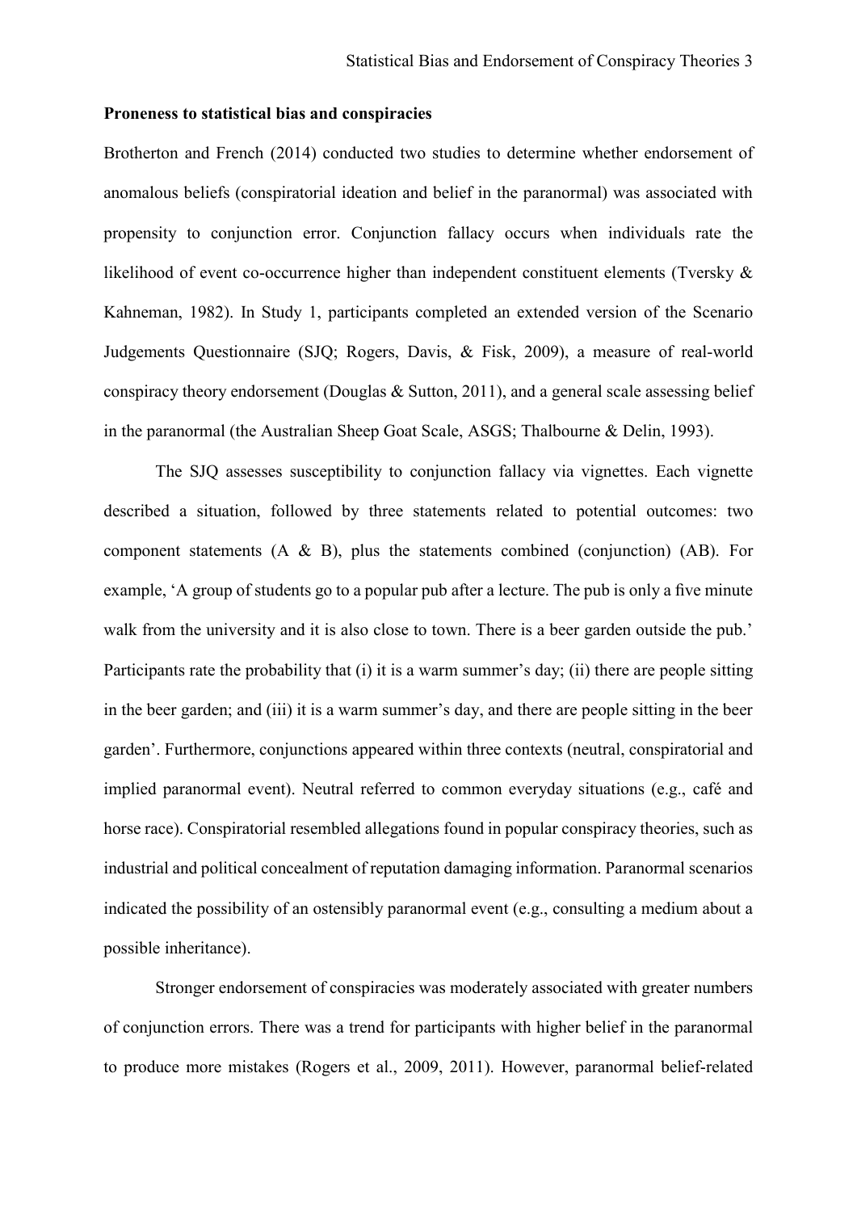**Proneness to statistical bias and conspiracies**

Brotherton and French (2014) conducted two studies to determine whether endorsement of anomalous beliefs (conspiratorial ideation and belief in the paranormal) was associated with propensity to conjunction error. Conjunction fallacy occurs when individuals rate the likelihood of event co-occurrence higher than independent constituent elements (Tversky & Kahneman, 1982). In Study 1, participants completed an extended version of the Scenario Judgements Questionnaire (SJQ; Rogers, Davis, & Fisk, 2009), a measure of real-world conspiracy theory endorsement (Douglas & Sutton, 2011), and a general scale assessing belief in the paranormal (the Australian Sheep Goat Scale, ASGS; Thalbourne & Delin, 1993).

The SJQ assesses susceptibility to conjunction fallacy via vignettes. Each vignette described a situation, followed by three statements related to potential outcomes: two component statements (A & B), plus the statements combined (conjunction) (AB). For example, 'A group of students go to a popular pub after a lecture. The pub is only a five minute walk from the university and it is also close to town. There is a beer garden outside the pub.' Participants rate the probability that (i) it is a warm summer's day; (ii) there are people sitting in the beer garden; and (iii) it is a warm summer's day, and there are people sitting in the beer garden'. Furthermore, conjunctions appeared within three contexts (neutral, conspiratorial and implied paranormal event). Neutral referred to common everyday situations (e.g., café and horse race). Conspiratorial resembled allegations found in popular conspiracy theories, such as industrial and political concealment of reputation damaging information. Paranormal scenarios indicated the possibility of an ostensibly paranormal event (e.g., consulting a medium about a possible inheritance).

Stronger endorsement of conspiracies was moderately associated with greater numbers of conjunction errors. There was a trend for participants with higher belief in the paranormal to produce more mistakes (Rogers et al., 2009, 2011). However, paranormal belief-related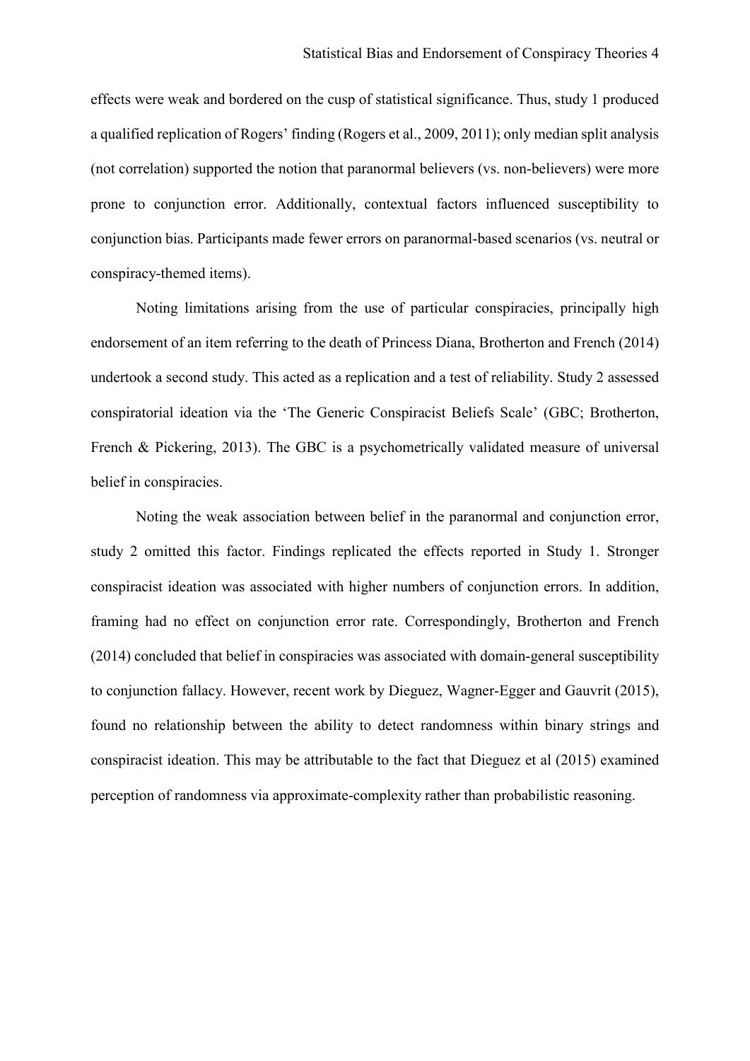effects were weak and bordered on the cusp of statistical significance. Thus, study 1 produced a qualified replication of Rogers' finding (Rogers et al., 2009, 2011); only median split analysis (not correlation) supported the notion that paranormal believers (vs. non-believers) were more prone to conjunction error. Additionally, contextual factors influenced susceptibility to conjunction bias. Participants made fewer errors on paranormal-based scenarios (vs. neutral or conspiracy-themed items).

Noting limitations arising from the use of particular conspiracies, principally high endorsement of an item referring to the death of Princess Diana, Brotherton and French (2014) undertook a second study. This acted as a replication and a test of reliability. Study 2 assessed conspiratorial ideation via the 'The Generic Conspiracist Beliefs Scale' (GBC; Brotherton, French & Pickering, 2013). The GBC is a psychometrically validated measure of universal belief in conspiracies.

Noting the weak association between belief in the paranormal and conjunction error, study 2 omitted this factor. Findings replicated the effects reported in Study 1. Stronger conspiracist ideation was associated with higher numbers of conjunction errors. In addition, framing had no effect on conjunction error rate. Correspondingly, Brotherton and French (2014) concluded that belief in conspiracies was associated with domain-general susceptibility to conjunction fallacy. However, recent work by Dieguez, Wagner-Egger and Gauvrit (2015), found no relationship between the ability to detect randomness within binary strings and conspiracist ideation. This may be attributable to the fact that Dieguez et al (2015) examined perception of randomness via approximate-complexity rather than probabilistic reasoning.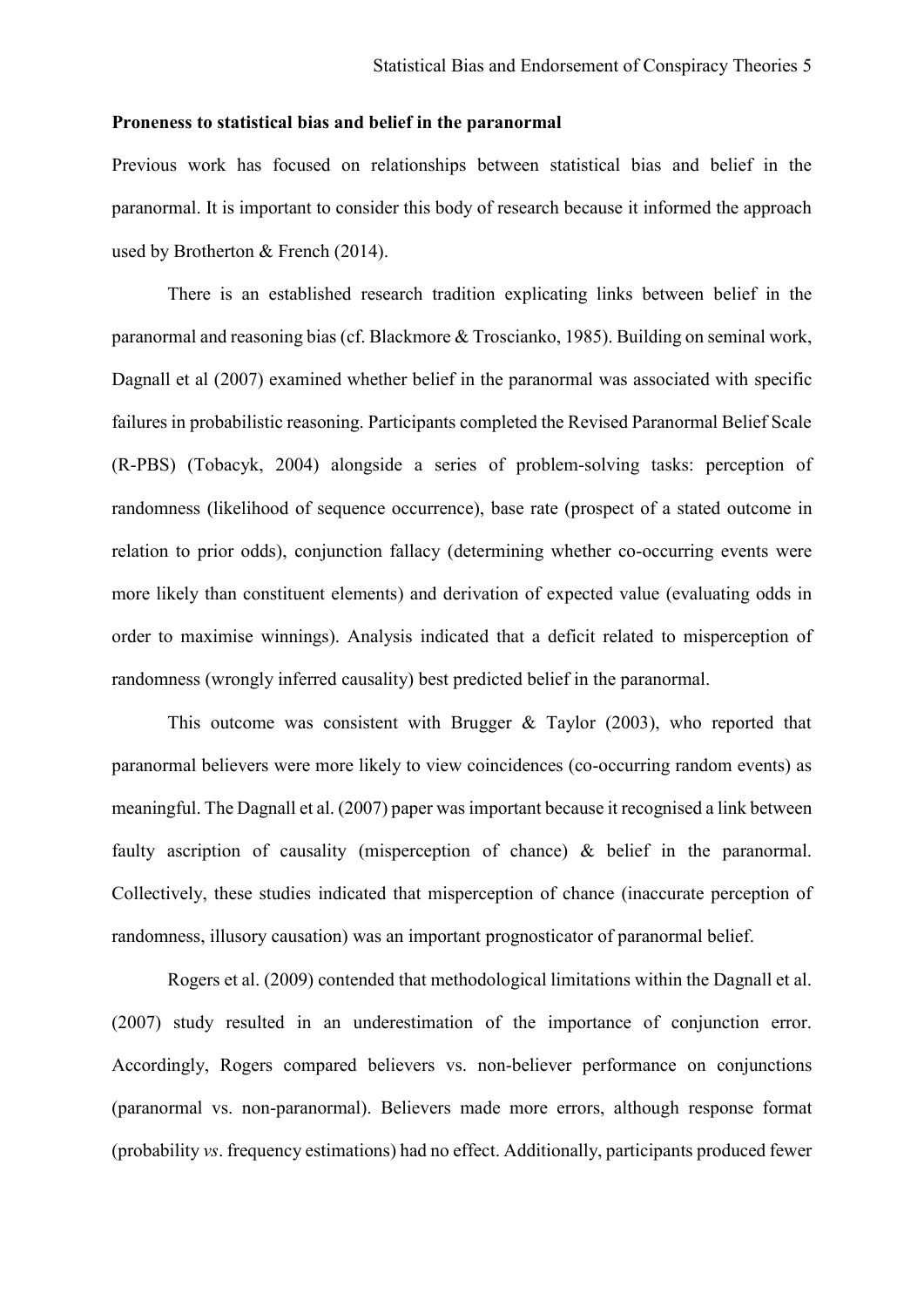**Proneness to statistical bias and belief in the paranormal**

Previous work has focused on relationships between statistical bias and belief in the paranormal. It is important to consider this body of research because it informed the approach used by Brotherton & French (2014).

There is an established research tradition explicating links between belief in the paranormal and reasoning bias (cf. Blackmore & Troscianko, 1985). Building on seminal work, Dagnall et al (2007) examined whether belief in the paranormal was associated with specific failures in probabilistic reasoning. Participants completed the Revised Paranormal Belief Scale (R-PBS) (Tobacyk, 2004) alongside a series of problem-solving tasks: perception of randomness (likelihood of sequence occurrence), base rate (prospect of a stated outcome in relation to prior odds), conjunction fallacy (determining whether co-occurring events were more likely than constituent elements) and derivation of expected value (evaluating odds in order to maximise winnings). Analysis indicated that a deficit related to misperception of randomness (wrongly inferred causality) best predicted belief in the paranormal.

This outcome was consistent with Brugger & Taylor (2003), who reported that paranormal believers were more likely to view coincidences (co-occurring random events) as meaningful. The Dagnall et al. (2007) paper was important because it recognised a link between faulty ascription of causality (misperception of chance) & belief in the paranormal. Collectively, these studies indicated that misperception of chance (inaccurate perception of randomness, illusory causation) was an important prognosticator of paranormal belief.

Rogers et al. (2009) contended that methodological limitations within the Dagnall et al. (2007) study resulted in an underestimation of the importance of conjunction error. Accordingly, Rogers compared believers vs. non-believer performance on conjunctions (paranormal vs. non-paranormal). Believers made more errors, although response format (probability *vs*. frequency estimations) had no effect. Additionally, participants produced fewer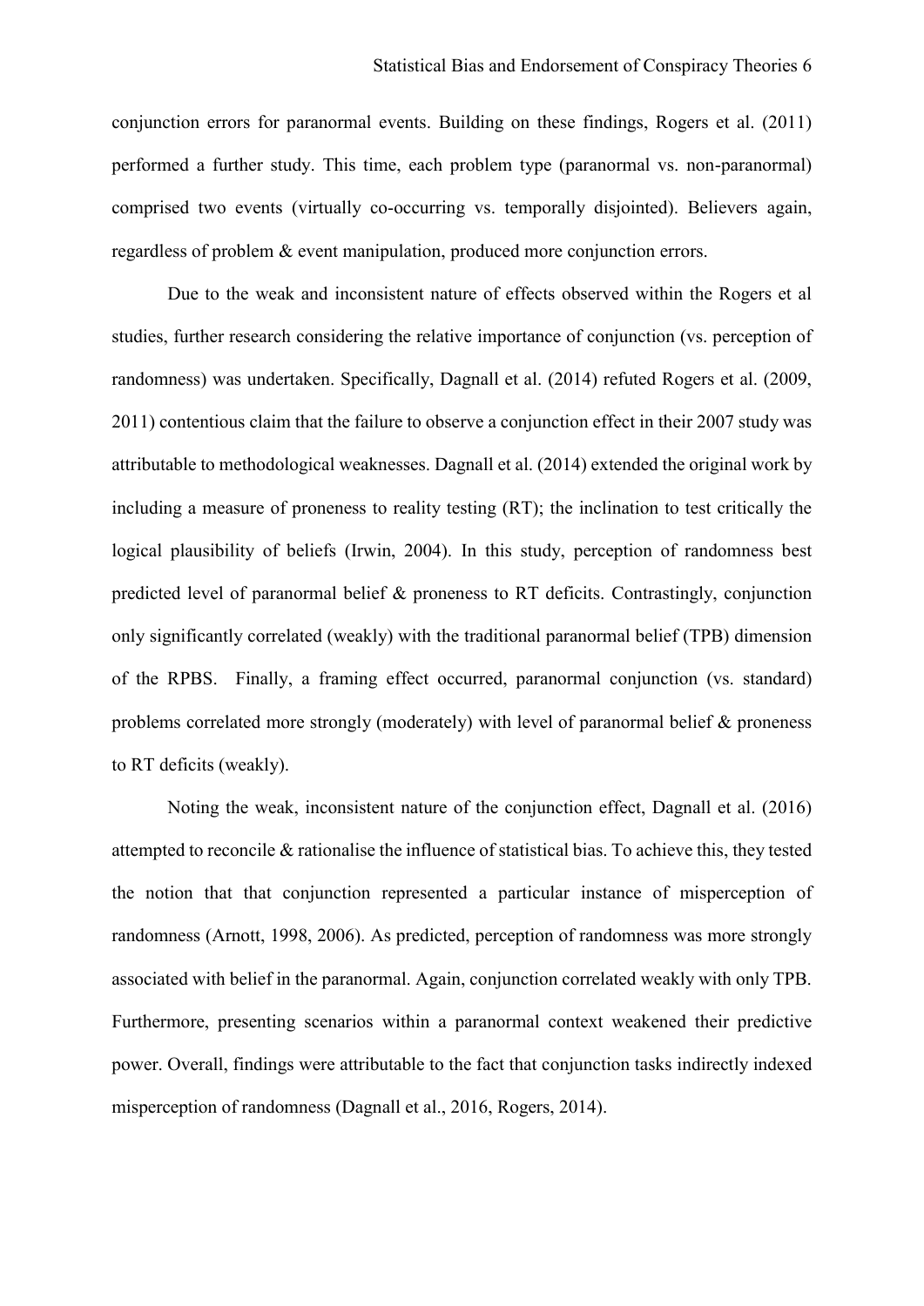conjunction errors for paranormal events. Building on these findings, Rogers et al. (2011) performed a further study. This time, each problem type (paranormal vs. non-paranormal) comprised two events (virtually co-occurring vs. temporally disjointed). Believers again, regardless of problem & event manipulation, produced more conjunction errors.

Due to the weak and inconsistent nature of effects observed within the Rogers et al studies, further research considering the relative importance of conjunction (vs. perception of randomness) was undertaken. Specifically, Dagnall et al. (2014) refuted Rogers et al. (2009, 2011) contentious claim that the failure to observe a conjunction effect in their 2007 study was attributable to methodological weaknesses. Dagnall et al. (2014) extended the original work by including a measure of proneness to reality testing (RT); the inclination to test critically the logical plausibility of beliefs (Irwin, 2004). In this study, perception of randomness best predicted level of paranormal belief & proneness to RT deficits. Contrastingly, conjunction only significantly correlated (weakly) with the traditional paranormal belief (TPB) dimension of the RPBS. Finally, a framing effect occurred, paranormal conjunction (vs. standard) problems correlated more strongly (moderately) with level of paranormal belief & proneness to RT deficits (weakly).

Noting the weak, inconsistent nature of the conjunction effect, Dagnall et al. (2016) attempted to reconcile & rationalise the influence of statistical bias. To achieve this, they tested the notion that that conjunction represented a particular instance of misperception of randomness (Arnott, 1998, 2006). As predicted, perception of randomness was more strongly associated with belief in the paranormal. Again, conjunction correlated weakly with only TPB. Furthermore, presenting scenarios within a paranormal context weakened their predictive power. Overall, findings were attributable to the fact that conjunction tasks indirectly indexed misperception of randomness (Dagnall et al., 2016, Rogers, 2014).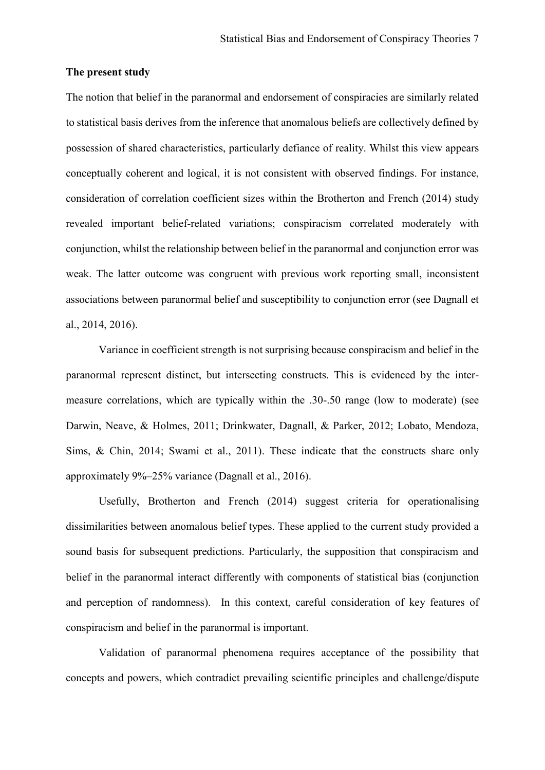**The present study**

The notion that belief in the paranormal and endorsement of conspiracies are similarly related to statistical basis derives from the inference that anomalous beliefs are collectively defined by possession of shared characteristics, particularly defiance of reality. Whilst this view appears conceptually coherent and logical, it is not consistent with observed findings. For instance, consideration of correlation coefficient sizes within the Brotherton and French (2014) study revealed important belief-related variations; conspiracism correlated moderately with conjunction, whilst the relationship between belief in the paranormal and conjunction error was weak. The latter outcome was congruent with previous work reporting small, inconsistent associations between paranormal belief and susceptibility to conjunction error (see Dagnall et al., 2014, 2016).

Variance in coefficient strength is not surprising because conspiracism and belief in the paranormal represent distinct, but intersecting constructs. This is evidenced by the inter-measure correlations, which are typically within the .30-.50 range (low to moderate) (see Darwin, Neave, & Holmes, 2011; Drinkwater, Dagnall, & Parker, 2012; Lobato, Mendoza, Sims, & Chin, 2014; Swami et al., 2011). These indicate that the constructs share only approximately 9%–25% variance (Dagnall et al., 2016).

Usefully, Brotherton and French (2014) suggest criteria for operationalising dissimilarities between anomalous belief types. These applied to the current study provided a sound basis for subsequent predictions. Particularly, the supposition that conspiracism and belief in the paranormal interact differently with components of statistical bias (conjunction and perception of randomness). In this context, careful consideration of key features of conspiracism and belief in the paranormal is important.

Validation of paranormal phenomena requires acceptance of the possibility that concepts and powers, which contradict prevailing scientific principles and challenge/dispute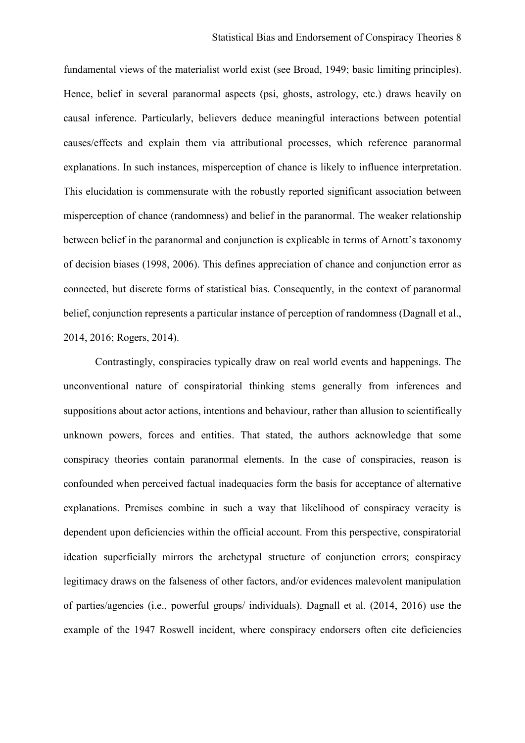fundamental views of the materialist world exist (see Broad, 1949; basic limiting principles). Hence, belief in several paranormal aspects (psi, ghosts, astrology, etc.) draws heavily on causal inference. Particularly, believers deduce meaningful interactions between potential causes/effects and explain them via attributional processes, which reference paranormal explanations. In such instances, misperception of chance is likely to influence interpretation. This elucidation is commensurate with the robustly reported significant association between misperception of chance (randomness) and belief in the paranormal. The weaker relationship between belief in the paranormal and conjunction is explicable in terms of Arnott's taxonomy of decision biases (1998, 2006). This defines appreciation of chance and conjunction error as connected, but discrete forms of statistical bias. Consequently, in the context of paranormal belief, conjunction represents a particular instance of perception of randomness (Dagnall et al., 2014, 2016; Rogers, 2014).

Contrastingly, conspiracies typically draw on real world events and happenings. The unconventional nature of conspiratorial thinking stems generally from inferences and suppositions about actor actions, intentions and behaviour, rather than allusion to scientifically unknown powers, forces and entities. That stated, the authors acknowledge that some conspiracy theories contain paranormal elements. In the case of conspiracies, reason is confounded when perceived factual inadequacies form the basis for acceptance of alternative explanations. Premises combine in such a way that likelihood of conspiracy veracity is dependent upon deficiencies within the official account. From this perspective, conspiratorial ideation superficially mirrors the archetypal structure of conjunction errors; conspiracy legitimacy draws on the falseness of other factors, and/or evidences malevolent manipulation of parties/agencies (i.e., powerful groups/ individuals). Dagnall et al. (2014, 2016) use the example of the 1947 Roswell incident, where conspiracy endorsers often cite deficiencies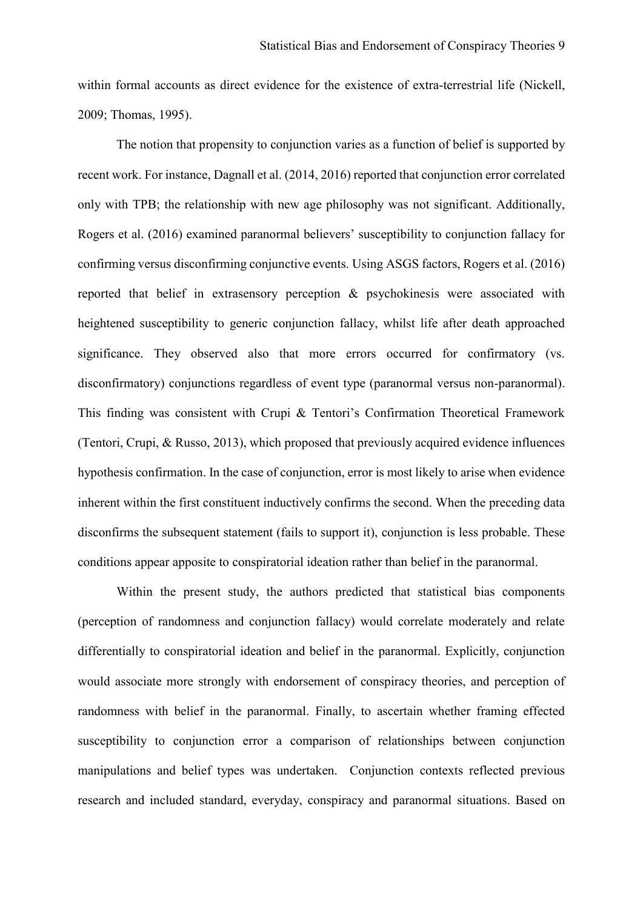within formal accounts as direct evidence for the existence of extra-terrestrial life (Nickell, 2009; Thomas, 1995).

The notion that propensity to conjunction varies as a function of belief is supported by recent work. For instance, Dagnall et al. (2014, 2016) reported that conjunction error correlated only with TPB; the relationship with new age philosophy was not significant. Additionally, Rogers et al. (2016) examined paranormal believers' susceptibility to conjunction fallacy for confirming versus disconfirming conjunctive events. Using ASGS factors, Rogers et al. (2016) reported that belief in extrasensory perception & psychokinesis were associated with heightened susceptibility to generic conjunction fallacy, whilst life after death approached significance. They observed also that more errors occurred for confirmatory (vs. disconfirmatory) conjunctions regardless of event type (paranormal versus non-paranormal). This finding was consistent with Crupi & Tentori's Confirmation Theoretical Framework (Tentori, Crupi, & Russo, 2013), which proposed that previously acquired evidence influences hypothesis confirmation. In the case of conjunction, error is most likely to arise when evidence inherent within the first constituent inductively confirms the second. When the preceding data disconfirms the subsequent statement (fails to support it), conjunction is less probable. These conditions appear apposite to conspiratorial ideation rather than belief in the paranormal.

Within the present study, the authors predicted that statistical bias components (perception of randomness and conjunction fallacy) would correlate moderately and relate differentially to conspiratorial ideation and belief in the paranormal. Explicitly, conjunction would associate more strongly with endorsement of conspiracy theories, and perception of randomness with belief in the paranormal. Finally, to ascertain whether framing effected susceptibility to conjunction error a comparison of relationships between conjunction manipulations and belief types was undertaken. Conjunction contexts reflected previous research and included standard, everyday, conspiracy and paranormal situations. Based on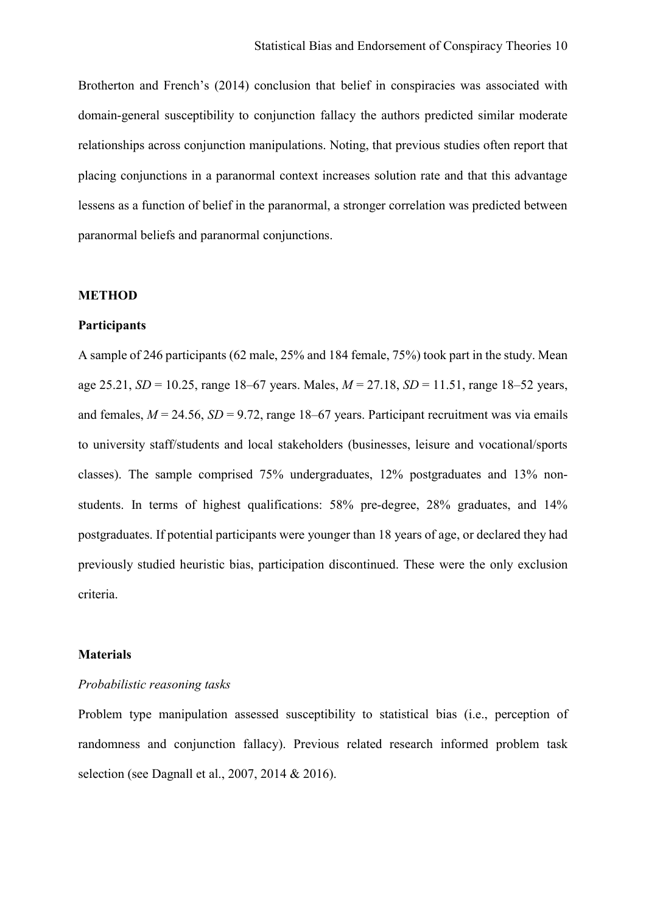Brotherton and French's (2014) conclusion that belief in conspiracies was associated with domain-general susceptibility to conjunction fallacy the authors predicted similar moderate relationships across conjunction manipulations. Noting, that previous studies often report that placing conjunctions in a paranormal context increases solution rate and that this advantage lessens as a function of belief in the paranormal, a stronger correlation was predicted between paranormal beliefs and paranormal conjunctions.

## METHOD

### Participants

A sample of 246 participants (62 male, 25% and 184 female, 75%) took part in the study. Mean age 25.21, *SD* = 10.25, range 18–67 years. Males, *M* = 27.18, *SD* = 11.51, range 18–52 years, and females, *M* = 24.56, *SD* = 9.72, range 18–67 years. Participant recruitment was via emails to university staff/students and local stakeholders (businesses, leisure and vocational/sports classes). The sample comprised 75% undergraduates, 12% postgraduates and 13% non-students. In terms of highest qualifications: 58% pre-degree, 28% graduates, and 14% postgraduates. If potential participants were younger than 18 years of age, or declared they had previously studied heuristic bias, participation discontinued. These were the only exclusion criteria.

### Materials

*Probabilistic reasoning tasks*

Problem type manipulation assessed susceptibility to statistical bias (i.e., perception of randomness and conjunction fallacy). Previous related research informed problem task selection (see Dagnall et al., 2007, 2014 & 2016).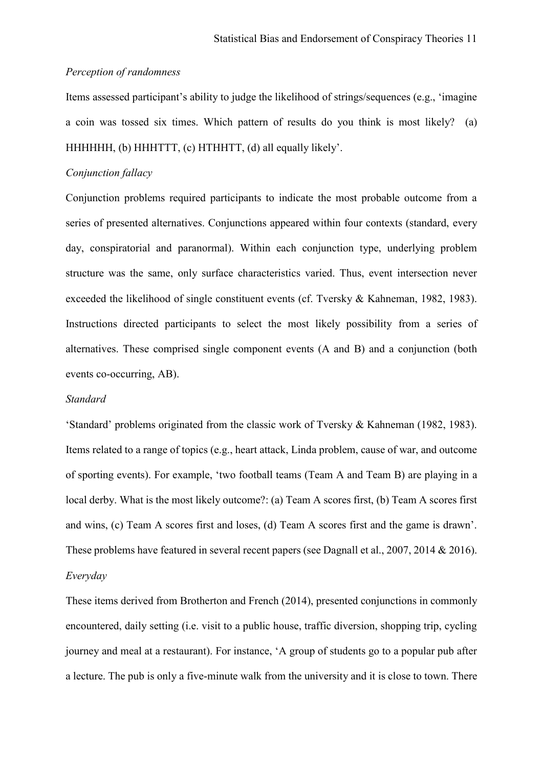*Perception of randomness*

Items assessed participant's ability to judge the likelihood of strings/sequences (e.g., 'imagine a coin was tossed six times. Which pattern of results do you think is most likely? (a) HHHHHH, (b) HHHTTT, (c) HTHHTT, (d) all equally likely'.

*Conjunction fallacy*

Conjunction problems required participants to indicate the most probable outcome from a series of presented alternatives. Conjunctions appeared within four contexts (standard, every day, conspiratorial and paranormal). Within each conjunction type, underlying problem structure was the same, only surface characteristics varied. Thus, event intersection never exceeded the likelihood of single constituent events (cf. Tversky & Kahneman, 1982, 1983). Instructions directed participants to select the most likely possibility from a series of alternatives. These comprised single component events (A and B) and a conjunction (both events co-occurring, AB).

*Standard*

'Standard' problems originated from the classic work of Tversky & Kahneman (1982, 1983). Items related to a range of topics (e.g., heart attack, Linda problem, cause of war, and outcome of sporting events). For example, 'two football teams (Team A and Team B) are playing in a local derby. What is the most likely outcome?: (a) Team A scores first, (b) Team A scores first and wins, (c) Team A scores first and loses, (d) Team A scores first and the game is drawn'. These problems have featured in several recent papers (see Dagnall et al., 2007, 2014 & 2016).

*Everyday*

These items derived from Brotherton and French (2014), presented conjunctions in commonly encountered, daily setting (i.e. visit to a public house, traffic diversion, shopping trip, cycling journey and meal at a restaurant). For instance, 'A group of students go to a popular pub after a lecture. The pub is only a five-minute walk from the university and it is close to town. There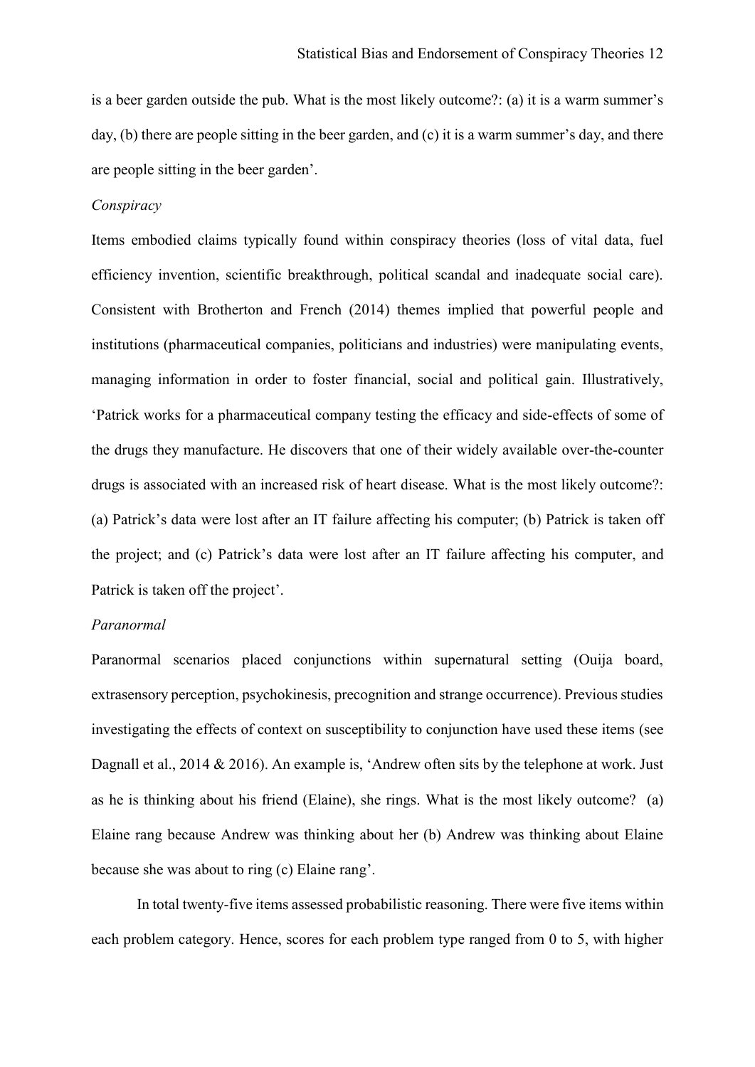is a beer garden outside the pub. What is the most likely outcome?: (a) it is a warm summer's day, (b) there are people sitting in the beer garden, and (c) it is a warm summer's day, and there are people sitting in the beer garden'.

*Conspiracy*

Items embodied claims typically found within conspiracy theories (loss of vital data, fuel efficiency invention, scientific breakthrough, political scandal and inadequate social care). Consistent with Brotherton and French (2014) themes implied that powerful people and institutions (pharmaceutical companies, politicians and industries) were manipulating events, managing information in order to foster financial, social and political gain. Illustratively, 'Patrick works for a pharmaceutical company testing the efficacy and side-effects of some of the drugs they manufacture. He discovers that one of their widely available over-the-counter drugs is associated with an increased risk of heart disease. What is the most likely outcome?: (a) Patrick's data were lost after an IT failure affecting his computer; (b) Patrick is taken off the project; and (c) Patrick's data were lost after an IT failure affecting his computer, and Patrick is taken off the project'.

*Paranormal*

Paranormal scenarios placed conjunctions within supernatural setting (Ouija board, extrasensory perception, psychokinesis, precognition and strange occurrence). Previous studies investigating the effects of context on susceptibility to conjunction have used these items (see Dagnall et al., 2014 & 2016). An example is, 'Andrew often sits by the telephone at work. Just as he is thinking about his friend (Elaine), she rings. What is the most likely outcome? (a) Elaine rang because Andrew was thinking about her (b) Andrew was thinking about Elaine because she was about to ring (c) Elaine rang'.

In total twenty-five items assessed probabilistic reasoning. There were five items within each problem category. Hence, scores for each problem type ranged from 0 to 5, with higher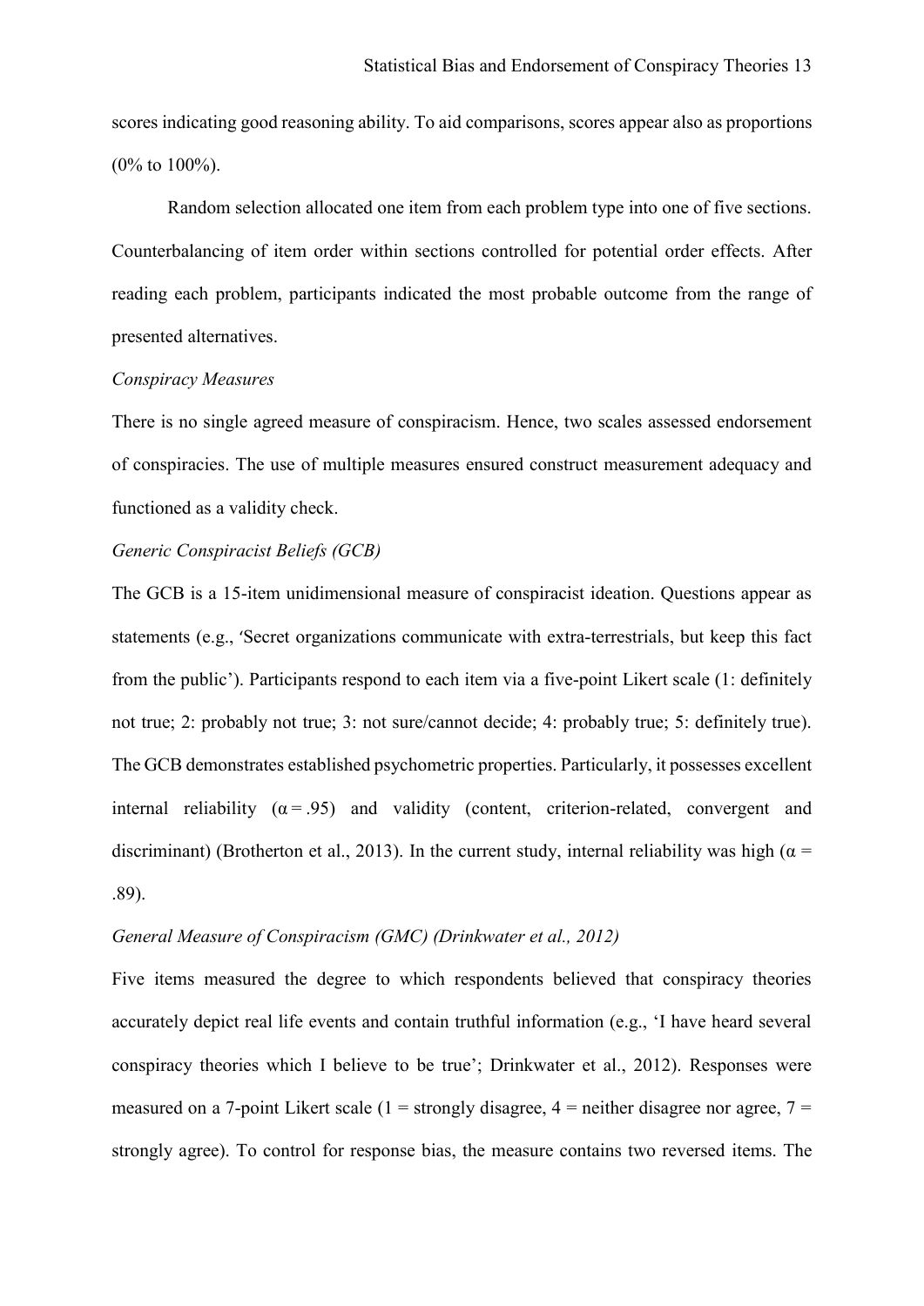scores indicating good reasoning ability. To aid comparisons, scores appear also as proportions (0% to 100%).

Random selection allocated one item from each problem type into one of five sections. Counterbalancing of item order within sections controlled for potential order effects. After reading each problem, participants indicated the most probable outcome from the range of presented alternatives.

*Conspiracy Measures*

There is no single agreed measure of conspiracism. Hence, two scales assessed endorsement of conspiracies. The use of multiple measures ensured construct measurement adequacy and functioned as a validity check.

*Generic Conspiracist Beliefs (GCB)*

The GCB is a 15-item unidimensional measure of conspiracist ideation. Questions appear as statements (e.g., 'Secret organizations communicate with extra-terrestrials, but keep this fact from the public'). Participants respond to each item via a five-point Likert scale (1: definitely not true; 2: probably not true; 3: not sure/cannot decide; 4: probably true; 5: definitely true). The GCB demonstrates established psychometric properties. Particularly, it possesses excellent internal reliability ($\alpha = .95$) and validity (content, criterion-related, convergent and discriminant) (Brotherton et al., 2013). In the current study, internal reliability was high ($\alpha = .89$).

*General Measure of Conspiracism (GMC) (Drinkwater et al., 2012)*

Five items measured the degree to which respondents believed that conspiracy theories accurately depict real life events and contain truthful information (e.g., 'I have heard several conspiracy theories which I believe to be true'; Drinkwater et al., 2012). Responses were measured on a 7-point Likert scale (1 = strongly disagree, 4 = neither disagree nor agree, 7 = strongly agree). To control for response bias, the measure contains two reversed items. The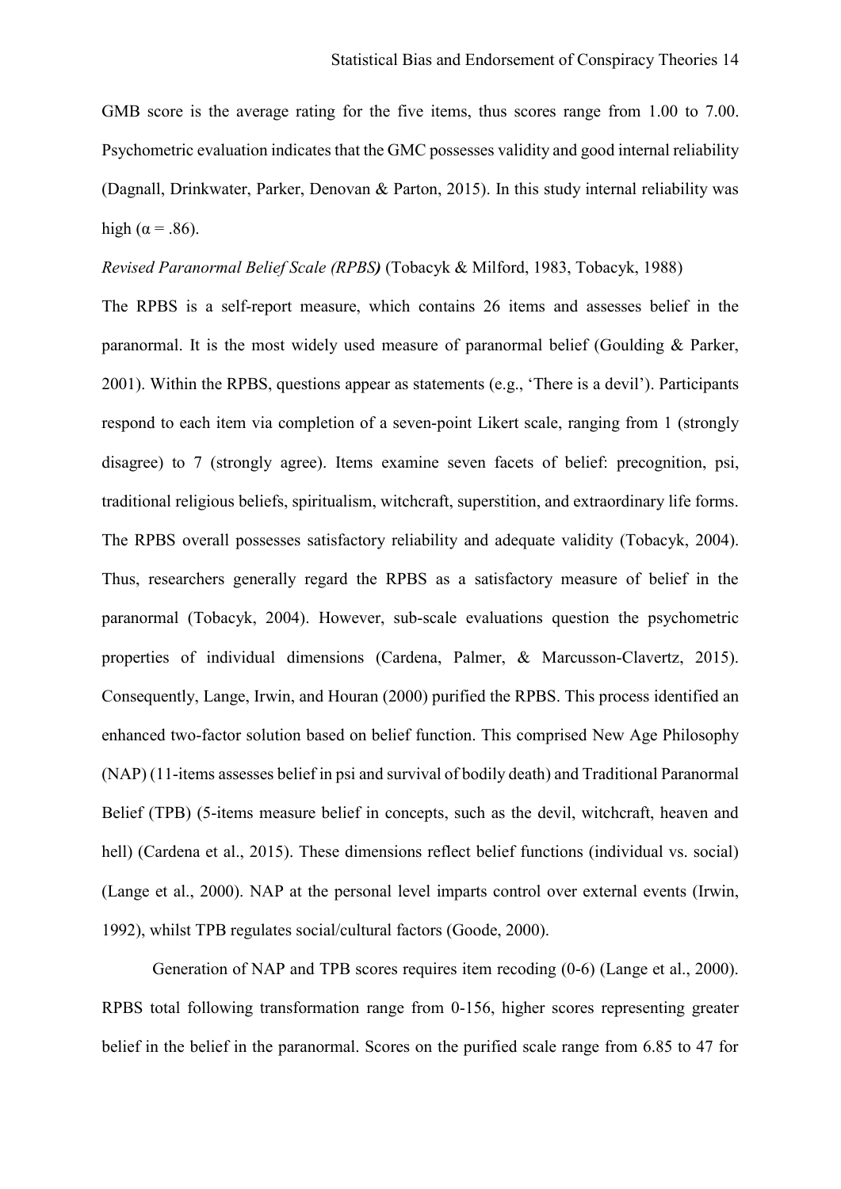GMB score is the average rating for the five items, thus scores range from 1.00 to 7.00. Psychometric evaluation indicates that the GMC possesses validity and good internal reliability (Dagnall, Drinkwater, Parker, Denovan & Parton, 2015). In this study internal reliability was high ($\alpha = .86$).

*Revised Paranormal Belief Scale (RPBS)* (Tobacyk & Milford, 1983, Tobacyk, 1988)

The RPBS is a self-report measure, which contains 26 items and assesses belief in the paranormal. It is the most widely used measure of paranormal belief (Goulding & Parker, 2001). Within the RPBS, questions appear as statements (e.g., 'There is a devil'). Participants respond to each item via completion of a seven-point Likert scale, ranging from 1 (strongly disagree) to 7 (strongly agree). Items examine seven facets of belief: precognition, psi, traditional religious beliefs, spiritualism, witchcraft, superstition, and extraordinary life forms. The RPBS overall possesses satisfactory reliability and adequate validity (Tobacyk, 2004). Thus, researchers generally regard the RPBS as a satisfactory measure of belief in the paranormal (Tobacyk, 2004). However, sub-scale evaluations question the psychometric properties of individual dimensions (Cardena, Palmer, & Marcusson-Clavertz, 2015). Consequently, Lange, Irwin, and Houran (2000) purified the RPBS. This process identified an enhanced two-factor solution based on belief function. This comprised New Age Philosophy (NAP) (11-items assesses belief in psi and survival of bodily death) and Traditional Paranormal Belief (TPB) (5-items measure belief in concepts, such as the devil, witchcraft, heaven and hell) (Cardena et al., 2015). These dimensions reflect belief functions (individual vs. social) (Lange et al., 2000). NAP at the personal level imparts control over external events (Irwin, 1992), whilst TPB regulates social/cultural factors (Goode, 2000).

Generation of NAP and TPB scores requires item recoding (0-6) (Lange et al., 2000). RPBS total following transformation range from 0-156, higher scores representing greater belief in the belief in the paranormal. Scores on the purified scale range from 6.85 to 47 for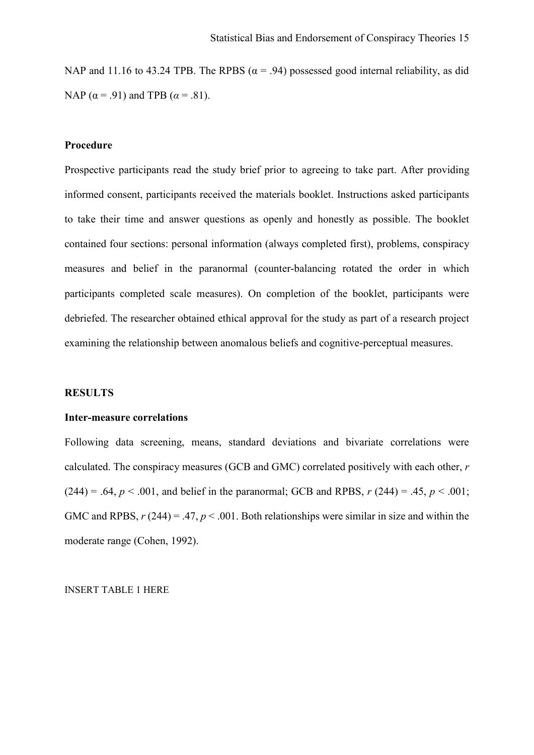NAP and 11.16 to 43.24 TPB. The RPBS ($\alpha = .94$) possessed good internal reliability, as did NAP ($\alpha = .91$) and TPB ($\alpha = .81$).

## Procedure

Prospective participants read the study brief prior to agreeing to take part. After providing informed consent, participants received the materials booklet. Instructions asked participants to take their time and answer questions as openly and honestly as possible. The booklet contained four sections: personal information (always completed first), problems, conspiracy measures and belief in the paranormal (counter-balancing rotated the order in which participants completed scale measures). On completion of the booklet, participants were debriefed. The researcher obtained ethical approval for the study as part of a research project examining the relationship between anomalous beliefs and cognitive-perceptual measures.

# RESULTS

## Inter-measure correlations

Following data screening, means, standard deviations and bivariate correlations were calculated. The conspiracy measures (GCB and GMC) correlated positively with each other, $r$ (244) = .64, $p < .001$, and belief in the paranormal; GCB and RPBS, $r$ (244) = .45, $p < .001$; GMC and RPBS, $r$ (244) = .47, $p < .001$. Both relationships were similar in size and within the moderate range (Cohen, 1992).

INSERT TABLE 1 HERE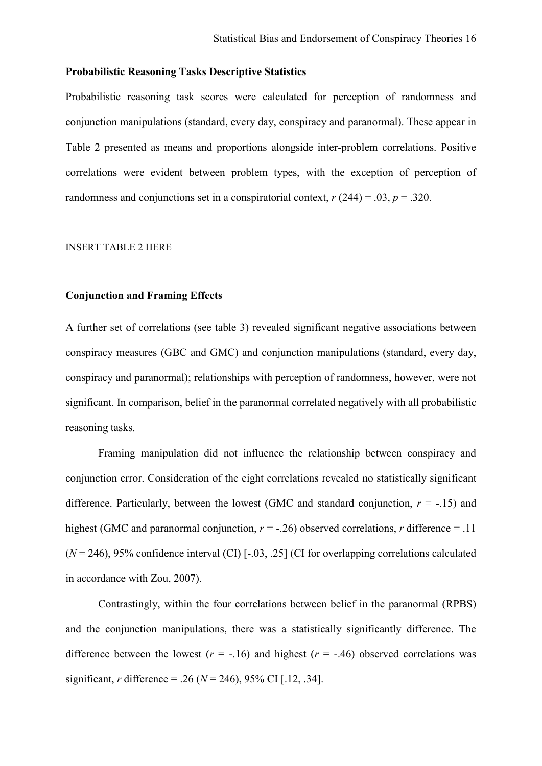### Probabilistic Reasoning Tasks Descriptive Statistics

Probabilistic reasoning task scores were calculated for perception of randomness and conjunction manipulations (standard, every day, conspiracy and paranormal). These appear in Table 2 presented as means and proportions alongside inter-problem correlations. Positive correlations were evident between problem types, with the exception of perception of randomness and conjunctions set in a conspiratorial context, $r$ (244) = .03, $p$ = .320.

INSERT TABLE 2 HERE

### Conjunction and Framing Effects

A further set of correlations (see table 3) revealed significant negative associations between conspiracy measures (GBC and GMC) and conjunction manipulations (standard, every day, conspiracy and paranormal); relationships with perception of randomness, however, were not significant. In comparison, belief in the paranormal correlated negatively with all probabilistic reasoning tasks.

Framing manipulation did not influence the relationship between conspiracy and conjunction error. Consideration of the eight correlations revealed no statistically significant difference. Particularly, between the lowest (GMC and standard conjunction, $r$ = -.15) and highest (GMC and paranormal conjunction, $r$ = -.26) observed correlations, $r$ difference = .11 ($N$ = 246), 95% confidence interval (CI) [-.03, .25] (CI for overlapping correlations calculated in accordance with Zou, 2007).

Contrastingly, within the four correlations between belief in the paranormal (RPBS) and the conjunction manipulations, there was a statistically significantly difference. The difference between the lowest ($r$ = -.16) and highest ($r$ = -.46) observed correlations was significant, $r$ difference = .26 ($N$ = 246), 95% CI [.12, .34].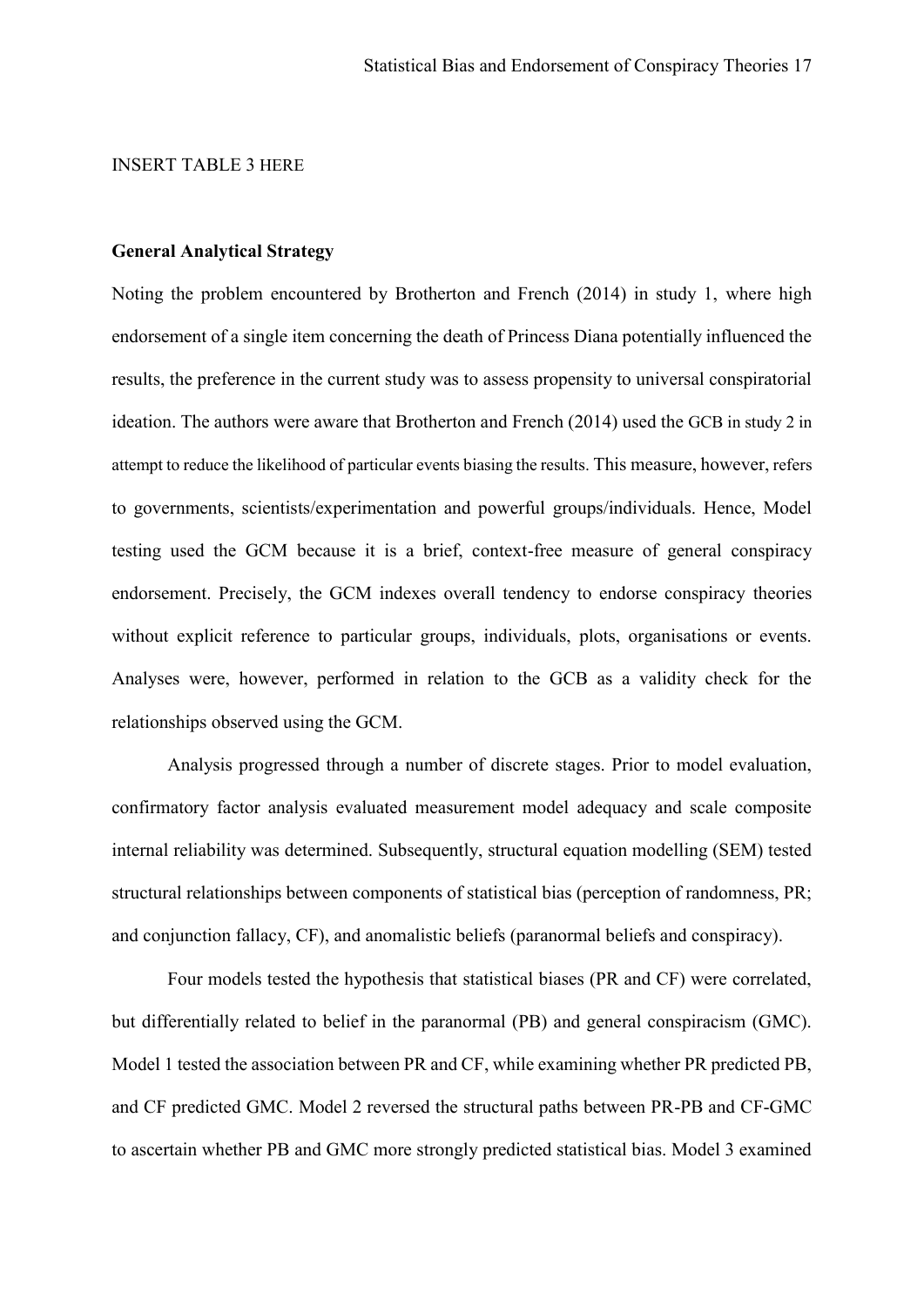INSERT TABLE 3 HERE

**General Analytical Strategy**

Noting the problem encountered by Brotherton and French (2014) in study 1, where high endorsement of a single item concerning the death of Princess Diana potentially influenced the results, the preference in the current study was to assess propensity to universal conspiratorial ideation. The authors were aware that Brotherton and French (2014) used the GCB in study 2 in attempt to reduce the likelihood of particular events biasing the results. This measure, however, refers to governments, scientists/experimentation and powerful groups/individuals. Hence, Model testing used the GCM because it is a brief, context-free measure of general conspiracy endorsement. Precisely, the GCM indexes overall tendency to endorse conspiracy theories without explicit reference to particular groups, individuals, plots, organisations or events. Analyses were, however, performed in relation to the GCB as a validity check for the relationships observed using the GCM.

Analysis progressed through a number of discrete stages. Prior to model evaluation, confirmatory factor analysis evaluated measurement model adequacy and scale composite internal reliability was determined. Subsequently, structural equation modelling (SEM) tested structural relationships between components of statistical bias (perception of randomness, PR; and conjunction fallacy, CF), and anomalistic beliefs (paranormal beliefs and conspiracy).

Four models tested the hypothesis that statistical biases (PR and CF) were correlated, but differentially related to belief in the paranormal (PB) and general conspiracism (GMC). Model 1 tested the association between PR and CF, while examining whether PR predicted PB, and CF predicted GMC. Model 2 reversed the structural paths between PR-PB and CF-GMC to ascertain whether PB and GMC more strongly predicted statistical bias. Model 3 examined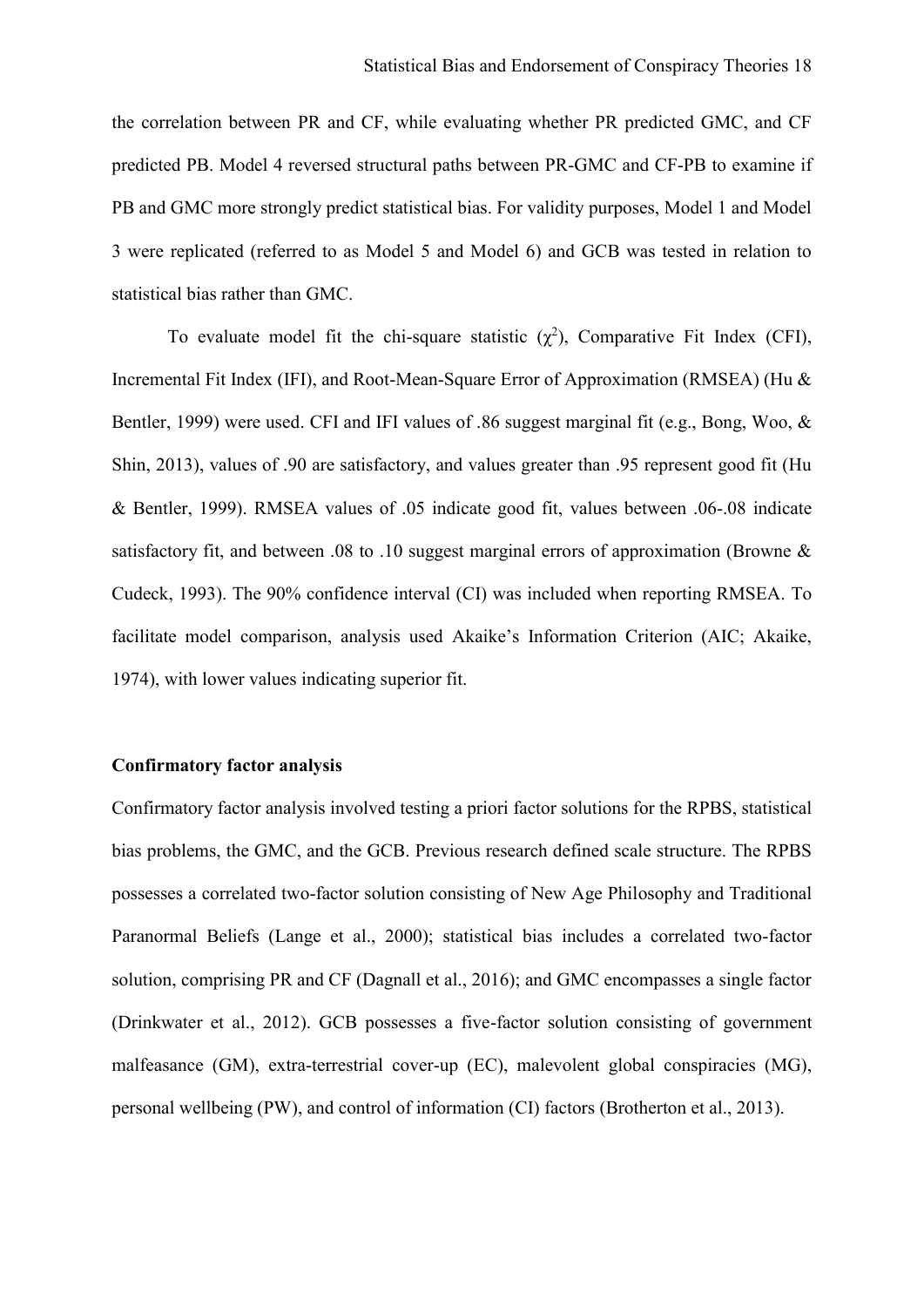the correlation between PR and CF, while evaluating whether PR predicted GMC, and CF predicted PB. Model 4 reversed structural paths between PR-GMC and CF-PB to examine if PB and GMC more strongly predict statistical bias. For validity purposes, Model 1 and Model 3 were replicated (referred to as Model 5 and Model 6) and GCB was tested in relation to statistical bias rather than GMC.

To evaluate model fit the chi-square statistic ($\chi^2$), Comparative Fit Index (CFI), Incremental Fit Index (IFI), and Root-Mean-Square Error of Approximation (RMSEA) (Hu & Bentler, 1999) were used. CFI and IFI values of .86 suggest marginal fit (e.g., Bong, Woo, & Shin, 2013), values of .90 are satisfactory, and values greater than .95 represent good fit (Hu & Bentler, 1999). RMSEA values of .05 indicate good fit, values between .06-.08 indicate satisfactory fit, and between .08 to .10 suggest marginal errors of approximation (Browne & Cudeck, 1993). The 90% confidence interval (CI) was included when reporting RMSEA. To facilitate model comparison, analysis used Akaike's Information Criterion (AIC; Akaike, 1974), with lower values indicating superior fit.

**Confirmatory factor analysis**

Confirmatory factor analysis involved testing a priori factor solutions for the RPBS, statistical bias problems, the GMC, and the GCB. Previous research defined scale structure. The RPBS possesses a correlated two-factor solution consisting of New Age Philosophy and Traditional Paranormal Beliefs (Lange et al., 2000); statistical bias includes a correlated two-factor solution, comprising PR and CF (Dagnall et al., 2016); and GMC encompasses a single factor (Drinkwater et al., 2012). GCB possesses a five-factor solution consisting of government malfeasance (GM), extra-terrestrial cover-up (EC), malevolent global conspiracies (MG), personal wellbeing (PW), and control of information (CI) factors (Brotherton et al., 2013).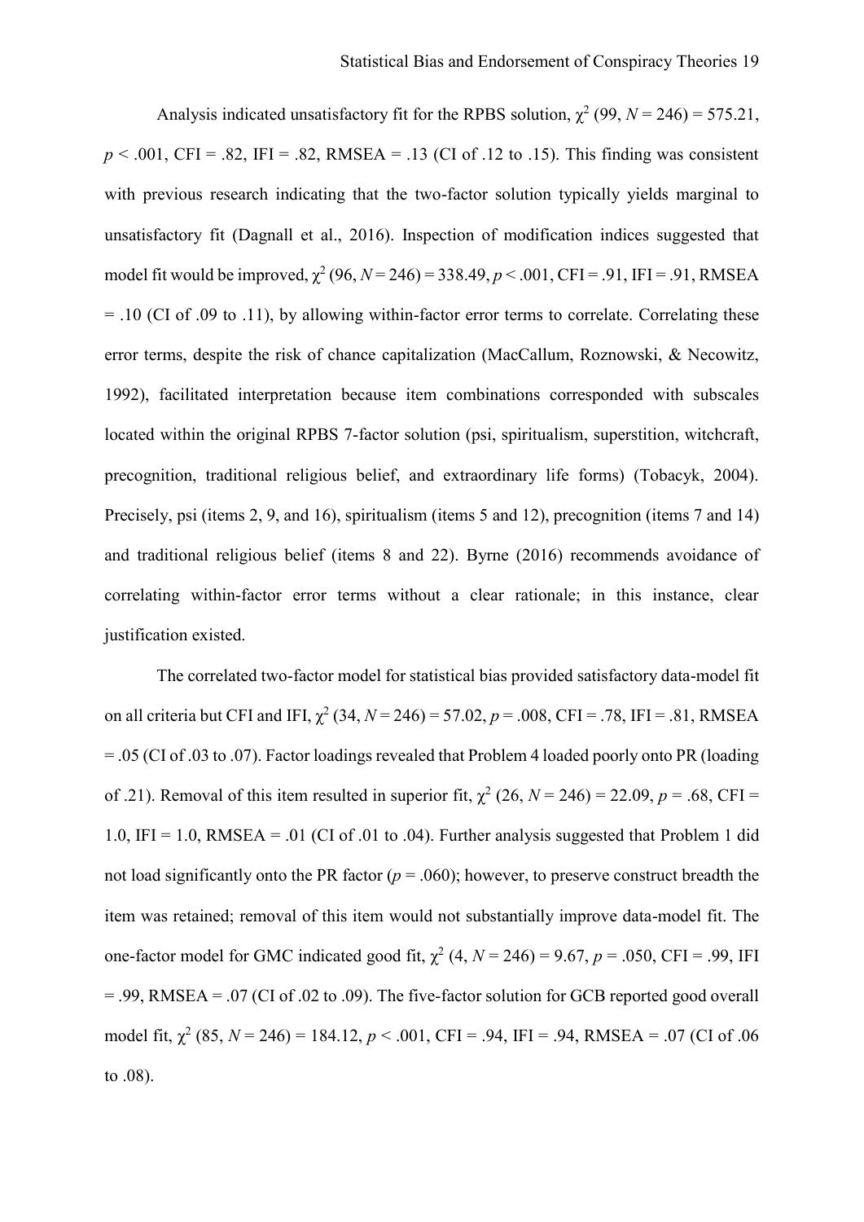Analysis indicated unsatisfactory fit for the RPBS solution, $\chi^2$ (99, *N* = 246) = 575.21, $p < .001$, CFI = .82, IFI = .82, RMSEA = .13 (CI of .12 to .15). This finding was consistent with previous research indicating that the two-factor solution typically yields marginal to unsatisfactory fit (Dagnall et al., 2016). Inspection of modification indices suggested that model fit would be improved, $\chi^2$ (96, *N* = 246) = 338.49, $p < .001$, CFI = .91, IFI = .91, RMSEA = .10 (CI of .09 to .11), by allowing within-factor error terms to correlate. Correlating these error terms, despite the risk of chance capitalization (MacCallum, Roznowski, & Necowitz, 1992), facilitated interpretation because item combinations corresponded with subscales located within the original RPBS 7-factor solution (psi, spiritualism, superstition, witchcraft, precognition, traditional religious belief, and extraordinary life forms) (Tobacyk, 2004). Precisely, psi (items 2, 9, and 16), spiritualism (items 5 and 12), precognition (items 7 and 14) and traditional religious belief (items 8 and 22). Byrne (2016) recommends avoidance of correlating within-factor error terms without a clear rationale; in this instance, clear justification existed.

The correlated two-factor model for statistical bias provided satisfactory data-model fit on all criteria but CFI and IFI, $\chi^2$ (34, *N* = 246) = 57.02, $p = .008$, CFI = .78, IFI = .81, RMSEA = .05 (CI of .03 to .07). Factor loadings revealed that Problem 4 loaded poorly onto PR (loading of .21). Removal of this item resulted in superior fit, $\chi^2$ (26, *N* = 246) = 22.09, $p = .68$, CFI = 1.0, IFI = 1.0, RMSEA = .01 (CI of .01 to .04). Further analysis suggested that Problem 1 did not load significantly onto the PR factor ($p = .060$); however, to preserve construct breadth the item was retained; removal of this item would not substantially improve data-model fit. The one-factor model for GMC indicated good fit, $\chi^2$ (4, *N* = 246) = 9.67, $p = .050$, CFI = .99, IFI = .99, RMSEA = .07 (CI of .02 to .09). The five-factor solution for GCB reported good overall model fit, $\chi^2$ (85, *N* = 246) = 184.12, $p < .001$, CFI = .94, IFI = .94, RMSEA = .07 (CI of .06 to .08).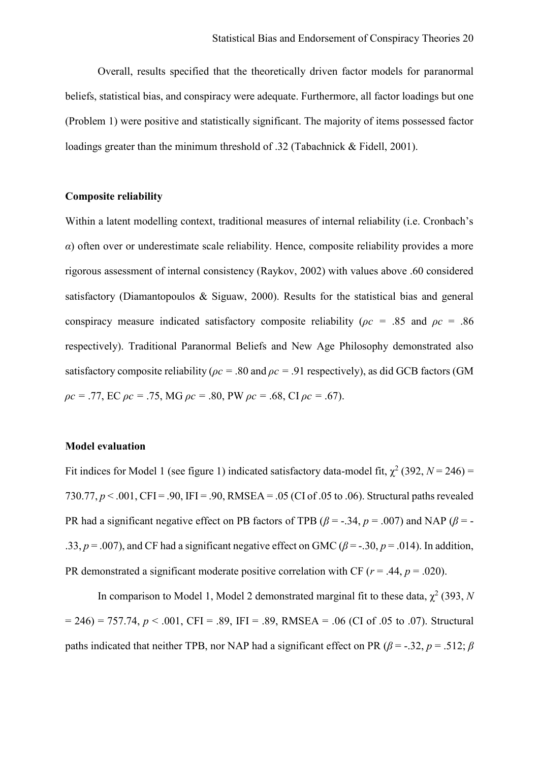Overall, results specified that the theoretically driven factor models for paranormal beliefs, statistical bias, and conspiracy were adequate. Furthermore, all factor loadings but one (Problem 1) were positive and statistically significant. The majority of items possessed factor loadings greater than the minimum threshold of .32 (Tabachnick & Fidell, 2001).

**Composite reliability**

Within a latent modelling context, traditional measures of internal reliability (i.e. Cronbach's *α*) often over or underestimate scale reliability. Hence, composite reliability provides a more rigorous assessment of internal consistency (Raykov, 2002) with values above .60 considered satisfactory (Diamantopoulos & Siguaw, 2000). Results for the statistical bias and general conspiracy measure indicated satisfactory composite reliability ($\rho c$ = .85 and $\rho c$ = .86 respectively). Traditional Paranormal Beliefs and New Age Philosophy demonstrated also satisfactory composite reliability ($\rho c$ = .80 and $\rho c$ = .91 respectively), as did GCB factors (GM $\rho c$ = .77, EC $\rho c$ = .75, MG $\rho c$ = .80, PW $\rho c$ = .68, CI $\rho c$ = .67).

**Model evaluation**

Fit indices for Model 1 (see figure 1) indicated satisfactory data-model fit, $\chi^2$ (392, $N$ = 246) = 730.77, $p < .001$, CFI = .90, IFI = .90, RMSEA = .05 (CI of .05 to .06). Structural paths revealed PR had a significant negative effect on PB factors of TPB ($\beta$ = -.34, $p$ = .007) and NAP ($\beta$ = -.33, $p$ = .007), and CF had a significant negative effect on GMC ($\beta$ = -.30, $p$ = .014). In addition, PR demonstrated a significant moderate positive correlation with CF ($r$ = .44, $p$ = .020).

In comparison to Model 1, Model 2 demonstrated marginal fit to these data, $\chi^2$ (393, $N$ = 246) = 757.74, $p < .001$, CFI = .89, IFI = .89, RMSEA = .06 (CI of .05 to .07). Structural paths indicated that neither TPB, nor NAP had a significant effect on PR ($\beta$ = -.32, $p$ = .512; $\beta$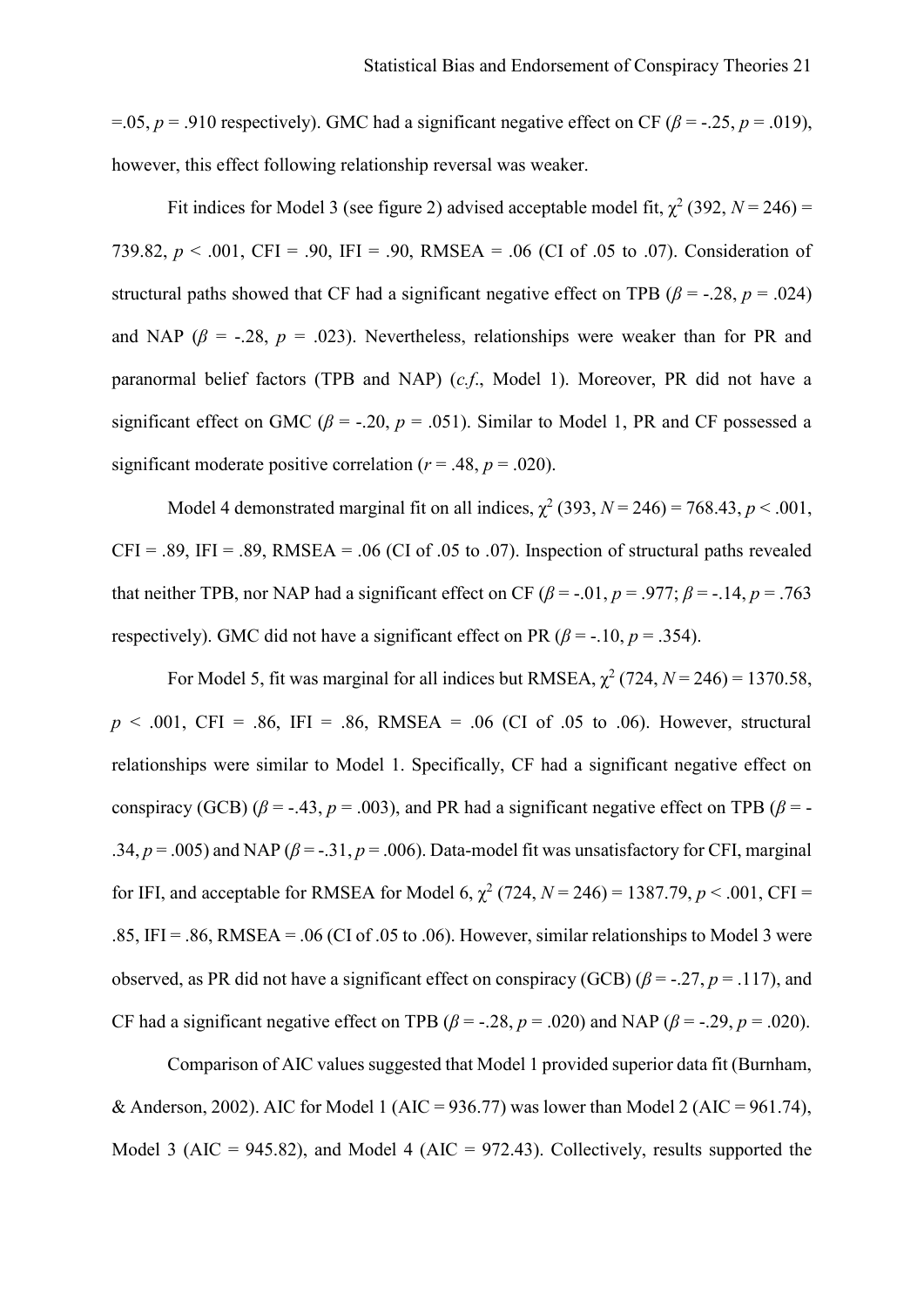=.05, $p$ = .910 respectively). GMC had a significant negative effect on CF ($\beta$ = -.25, $p$ = .019), however, this effect following relationship reversal was weaker.

Fit indices for Model 3 (see figure 2) advised acceptable model fit, $\chi^2$ (392, $N$ = 246) = 739.82, $p$ < .001, CFI = .90, IFI = .90, RMSEA = .06 (CI of .05 to .07). Consideration of structural paths showed that CF had a significant negative effect on TPB ($\beta$ = -.28, $p$ = .024) and NAP ($\beta$ = -.28, $p$ = .023). Nevertheless, relationships were weaker than for PR and paranormal belief factors (TPB and NAP) (*c.f*., Model 1). Moreover, PR did not have a significant effect on GMC ($\beta$ = -.20, $p$ = .051). Similar to Model 1, PR and CF possessed a significant moderate positive correlation ($r$ = .48, $p$ = .020).

Model 4 demonstrated marginal fit on all indices, $\chi^2$ (393, $N$ = 246) = 768.43, $p$ < .001, CFI = .89, IFI = .89, RMSEA = .06 (CI of .05 to .07). Inspection of structural paths revealed that neither TPB, nor NAP had a significant effect on CF ($\beta$ = -.01, $p$ = .977; $\beta$ = -.14, $p$ = .763 respectively). GMC did not have a significant effect on PR ($\beta$ = -.10, $p$ = .354).

For Model 5, fit was marginal for all indices but RMSEA, $\chi^2$ (724, $N$ = 246) = 1370.58, $p$ < .001, CFI = .86, IFI = .86, RMSEA = .06 (CI of .05 to .06). However, structural relationships were similar to Model 1. Specifically, CF had a significant negative effect on conspiracy (GCB) ($\beta$ = -.43, $p$ = .003), and PR had a significant negative effect on TPB ($\beta$ = -.34, $p$ = .005) and NAP ($\beta$ = -.31, $p$ = .006). Data-model fit was unsatisfactory for CFI, marginal for IFI, and acceptable for RMSEA for Model 6, $\chi^2$ (724, $N$ = 246) = 1387.79, $p$ < .001, CFI = .85, IFI = .86, RMSEA = .06 (CI of .05 to .06). However, similar relationships to Model 3 were observed, as PR did not have a significant effect on conspiracy (GCB) ($\beta$ = -.27, $p$ = .117), and CF had a significant negative effect on TPB ($\beta$ = -.28, $p$ = .020) and NAP ($\beta$ = -.29, $p$ = .020).

Comparison of AIC values suggested that Model 1 provided superior data fit (Burnham, & Anderson, 2002). AIC for Model 1 (AIC = 936.77) was lower than Model 2 (AIC = 961.74), Model 3 (AIC = 945.82), and Model 4 (AIC = 972.43). Collectively, results supported the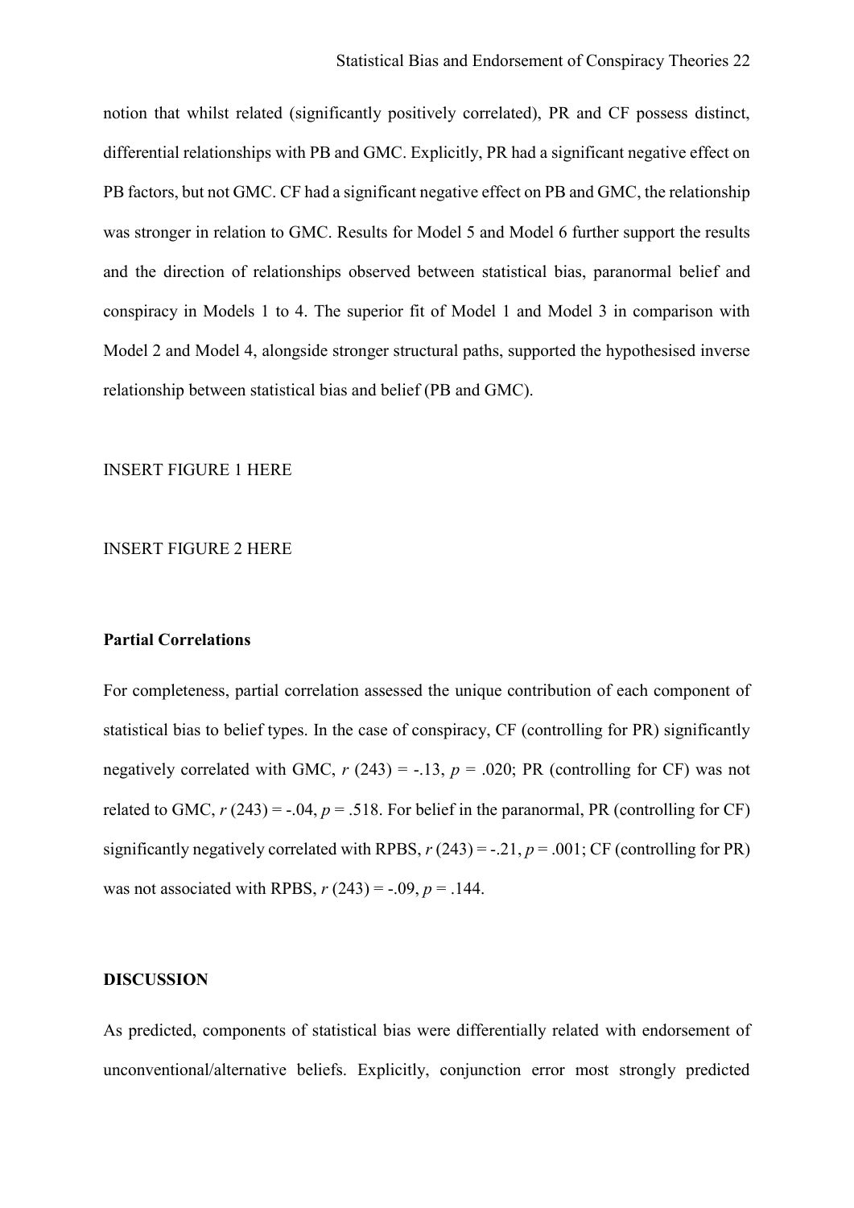notion that whilst related (significantly positively correlated), PR and CF possess distinct, differential relationships with PB and GMC. Explicitly, PR had a significant negative effect on PB factors, but not GMC. CF had a significant negative effect on PB and GMC, the relationship was stronger in relation to GMC. Results for Model 5 and Model 6 further support the results and the direction of relationships observed between statistical bias, paranormal belief and conspiracy in Models 1 to 4. The superior fit of Model 1 and Model 3 in comparison with Model 2 and Model 4, alongside stronger structural paths, supported the hypothesised inverse relationship between statistical bias and belief (PB and GMC).

INSERT FIGURE 1 HERE

INSERT FIGURE 2 HERE

**Partial Correlations**

For completeness, partial correlation assessed the unique contribution of each component of statistical bias to belief types. In the case of conspiracy, CF (controlling for PR) significantly negatively correlated with GMC, $r$ (243) = -.13, $p$ = .020; PR (controlling for CF) was not related to GMC, $r$ (243) = -.04, $p$ = .518. For belief in the paranormal, PR (controlling for CF) significantly negatively correlated with RPBS, $r$ (243) = -.21, $p$ = .001; CF (controlling for PR) was not associated with RPBS, $r$ (243) = -.09, $p$ = .144.

**DISCUSSION**

As predicted, components of statistical bias were differentially related with endorsement of unconventional/alternative beliefs. Explicitly, conjunction error most strongly predicted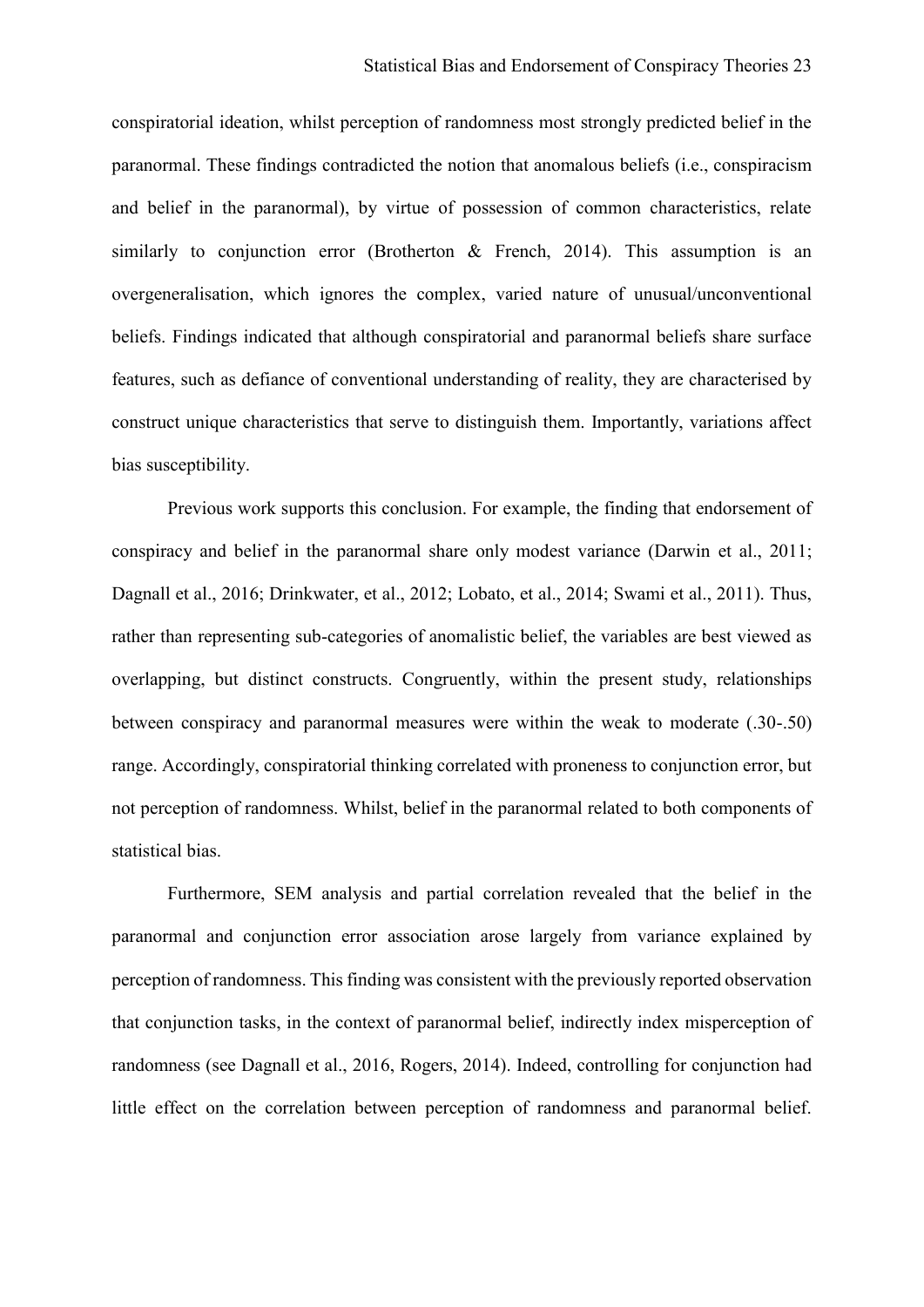conspiratorial ideation, whilst perception of randomness most strongly predicted belief in the paranormal. These findings contradicted the notion that anomalous beliefs (i.e., conspiracism and belief in the paranormal), by virtue of possession of common characteristics, relate similarly to conjunction error (Brotherton & French, 2014). This assumption is an overgeneralisation, which ignores the complex, varied nature of unusual/unconventional beliefs. Findings indicated that although conspiratorial and paranormal beliefs share surface features, such as defiance of conventional understanding of reality, they are characterised by construct unique characteristics that serve to distinguish them. Importantly, variations affect bias susceptibility.

Previous work supports this conclusion. For example, the finding that endorsement of conspiracy and belief in the paranormal share only modest variance (Darwin et al., 2011; Dagnall et al., 2016; Drinkwater, et al., 2012; Lobato, et al., 2014; Swami et al., 2011). Thus, rather than representing sub-categories of anomalistic belief, the variables are best viewed as overlapping, but distinct constructs. Congruently, within the present study, relationships between conspiracy and paranormal measures were within the weak to moderate (.30-.50) range. Accordingly, conspiratorial thinking correlated with proneness to conjunction error, but not perception of randomness. Whilst, belief in the paranormal related to both components of statistical bias.

Furthermore, SEM analysis and partial correlation revealed that the belief in the paranormal and conjunction error association arose largely from variance explained by perception of randomness. This finding was consistent with the previously reported observation that conjunction tasks, in the context of paranormal belief, indirectly index misperception of randomness (see Dagnall et al., 2016, Rogers, 2014). Indeed, controlling for conjunction had little effect on the correlation between perception of randomness and paranormal belief.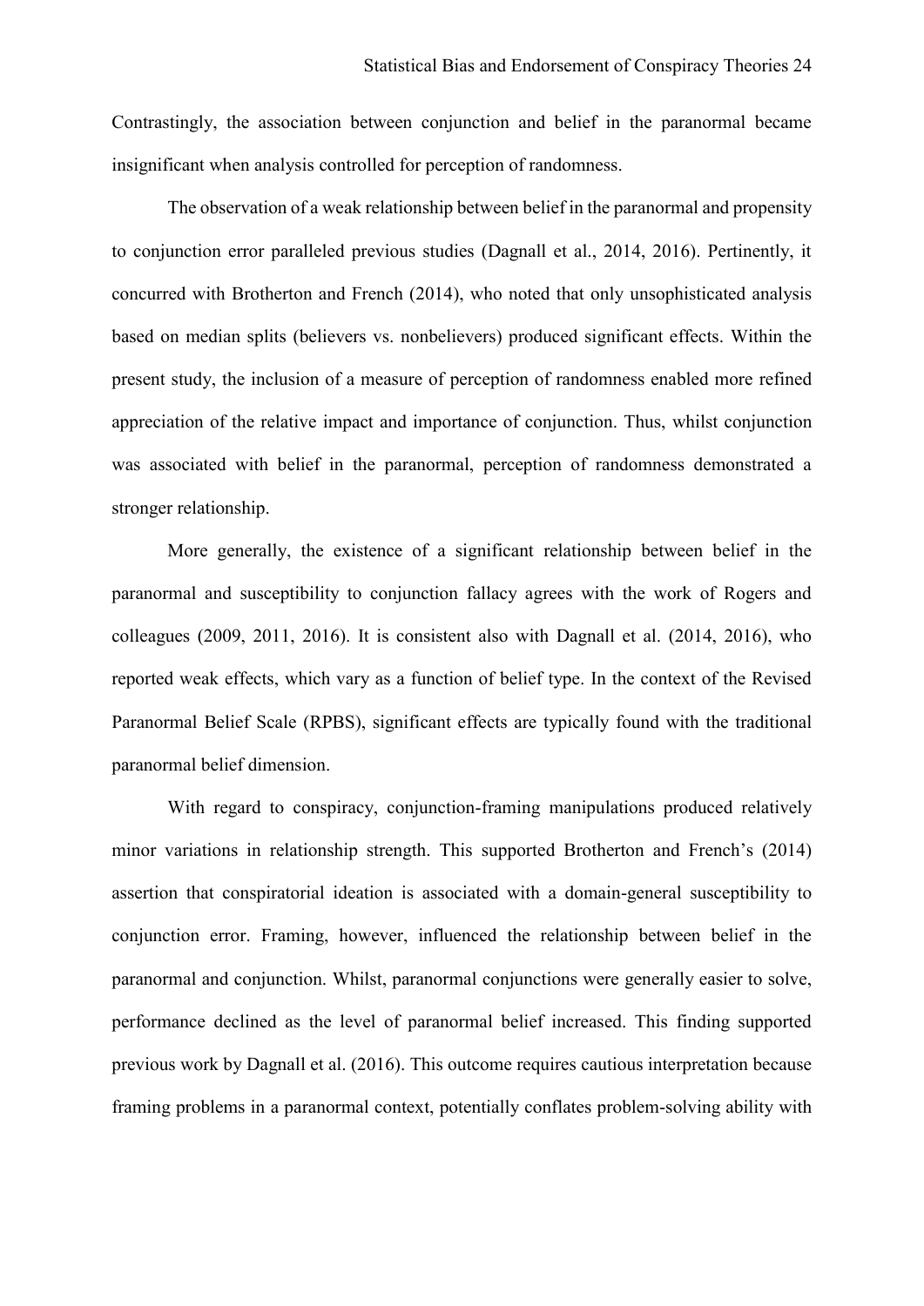Contrastingly, the association between conjunction and belief in the paranormal became insignificant when analysis controlled for perception of randomness.

The observation of a weak relationship between belief in the paranormal and propensity to conjunction error paralleled previous studies (Dagnall et al., 2014, 2016). Pertinently, it concurred with Brotherton and French (2014), who noted that only unsophisticated analysis based on median splits (believers vs. nonbelievers) produced significant effects. Within the present study, the inclusion of a measure of perception of randomness enabled more refined appreciation of the relative impact and importance of conjunction. Thus, whilst conjunction was associated with belief in the paranormal, perception of randomness demonstrated a stronger relationship.

More generally, the existence of a significant relationship between belief in the paranormal and susceptibility to conjunction fallacy agrees with the work of Rogers and colleagues (2009, 2011, 2016). It is consistent also with Dagnall et al. (2014, 2016), who reported weak effects, which vary as a function of belief type. In the context of the Revised Paranormal Belief Scale (RPBS), significant effects are typically found with the traditional paranormal belief dimension.

With regard to conspiracy, conjunction-framing manipulations produced relatively minor variations in relationship strength. This supported Brotherton and French's (2014) assertion that conspiratorial ideation is associated with a domain-general susceptibility to conjunction error. Framing, however, influenced the relationship between belief in the paranormal and conjunction. Whilst, paranormal conjunctions were generally easier to solve, performance declined as the level of paranormal belief increased. This finding supported previous work by Dagnall et al. (2016). This outcome requires cautious interpretation because framing problems in a paranormal context, potentially conflates problem-solving ability with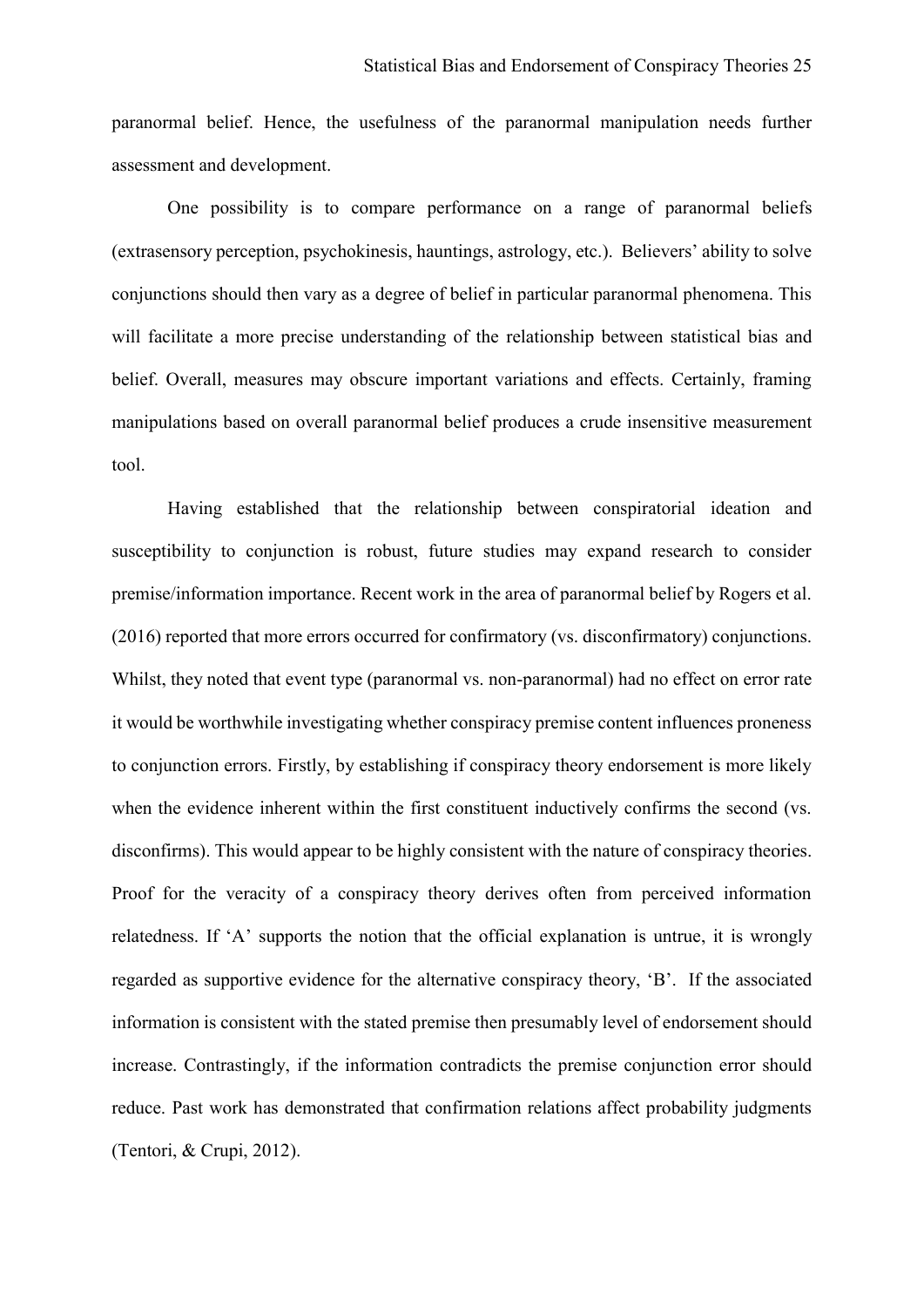paranormal belief. Hence, the usefulness of the paranormal manipulation needs further assessment and development.

One possibility is to compare performance on a range of paranormal beliefs (extrasensory perception, psychokinesis, hauntings, astrology, etc.). Believers' ability to solve conjunctions should then vary as a degree of belief in particular paranormal phenomena. This will facilitate a more precise understanding of the relationship between statistical bias and belief. Overall, measures may obscure important variations and effects. Certainly, framing manipulations based on overall paranormal belief produces a crude insensitive measurement tool.

Having established that the relationship between conspiratorial ideation and susceptibility to conjunction is robust, future studies may expand research to consider premise/information importance. Recent work in the area of paranormal belief by Rogers et al. (2016) reported that more errors occurred for confirmatory (vs. disconfirmatory) conjunctions. Whilst, they noted that event type (paranormal vs. non-paranormal) had no effect on error rate it would be worthwhile investigating whether conspiracy premise content influences proneness to conjunction errors. Firstly, by establishing if conspiracy theory endorsement is more likely when the evidence inherent within the first constituent inductively confirms the second (vs. disconfirms). This would appear to be highly consistent with the nature of conspiracy theories. Proof for the veracity of a conspiracy theory derives often from perceived information relatedness. If 'A' supports the notion that the official explanation is untrue, it is wrongly regarded as supportive evidence for the alternative conspiracy theory, 'B'. If the associated information is consistent with the stated premise then presumably level of endorsement should increase. Contrastingly, if the information contradicts the premise conjunction error should reduce. Past work has demonstrated that confirmation relations affect probability judgments (Tentori, & Crupi, 2012).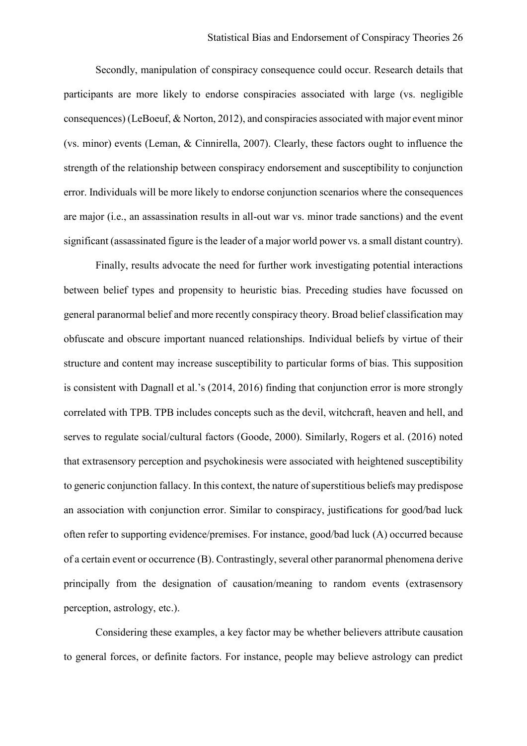Secondly, manipulation of conspiracy consequence could occur. Research details that participants are more likely to endorse conspiracies associated with large (vs. negligible consequences) (LeBoeuf, & Norton, 2012), and conspiracies associated with major event minor (vs. minor) events (Leman, & Cinnirella, 2007). Clearly, these factors ought to influence the strength of the relationship between conspiracy endorsement and susceptibility to conjunction error. Individuals will be more likely to endorse conjunction scenarios where the consequences are major (i.e., an assassination results in all-out war vs. minor trade sanctions) and the event significant (assassinated figure is the leader of a major world power vs. a small distant country).

Finally, results advocate the need for further work investigating potential interactions between belief types and propensity to heuristic bias. Preceding studies have focussed on general paranormal belief and more recently conspiracy theory. Broad belief classification may obfuscate and obscure important nuanced relationships. Individual beliefs by virtue of their structure and content may increase susceptibility to particular forms of bias. This supposition is consistent with Dagnall et al.'s (2014, 2016) finding that conjunction error is more strongly correlated with TPB. TPB includes concepts such as the devil, witchcraft, heaven and hell, and serves to regulate social/cultural factors (Goode, 2000). Similarly, Rogers et al. (2016) noted that extrasensory perception and psychokinesis were associated with heightened susceptibility to generic conjunction fallacy. In this context, the nature of superstitious beliefs may predispose an association with conjunction error. Similar to conspiracy, justifications for good/bad luck often refer to supporting evidence/premises. For instance, good/bad luck (A) occurred because of a certain event or occurrence (B). Contrastingly, several other paranormal phenomena derive principally from the designation of causation/meaning to random events (extrasensory perception, astrology, etc.).

Considering these examples, a key factor may be whether believers attribute causation to general forces, or definite factors. For instance, people may believe astrology can predict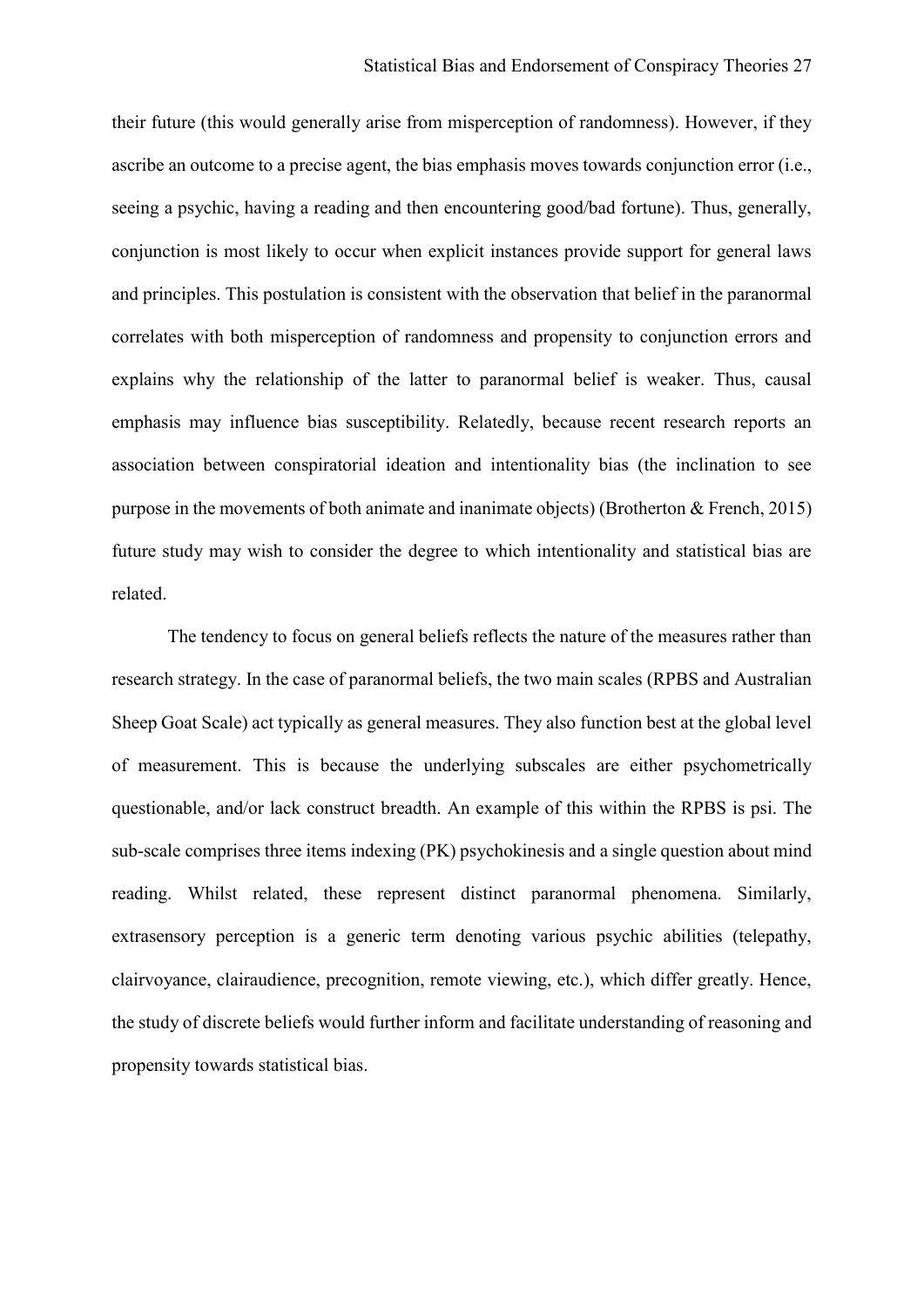their future (this would generally arise from misperception of randomness). However, if they ascribe an outcome to a precise agent, the bias emphasis moves towards conjunction error (i.e., seeing a psychic, having a reading and then encountering good/bad fortune). Thus, generally, conjunction is most likely to occur when explicit instances provide support for general laws and principles. This postulation is consistent with the observation that belief in the paranormal correlates with both misperception of randomness and propensity to conjunction errors and explains why the relationship of the latter to paranormal belief is weaker. Thus, causal emphasis may influence bias susceptibility. Relatedly, because recent research reports an association between conspiratorial ideation and intentionality bias (the inclination to see purpose in the movements of both animate and inanimate objects) (Brotherton & French, 2015) future study may wish to consider the degree to which intentionality and statistical bias are related.

The tendency to focus on general beliefs reflects the nature of the measures rather than research strategy. In the case of paranormal beliefs, the two main scales (RPBS and Australian Sheep Goat Scale) act typically as general measures. They also function best at the global level of measurement. This is because the underlying subscales are either psychometrically questionable, and/or lack construct breadth. An example of this within the RPBS is psi. The sub-scale comprises three items indexing (PK) psychokinesis and a single question about mind reading. Whilst related, these represent distinct paranormal phenomena. Similarly, extrasensory perception is a generic term denoting various psychic abilities (telepathy, clairvoyance, clairaudience, precognition, remote viewing, etc.), which differ greatly. Hence, the study of discrete beliefs would further inform and facilitate understanding of reasoning and propensity towards statistical bias.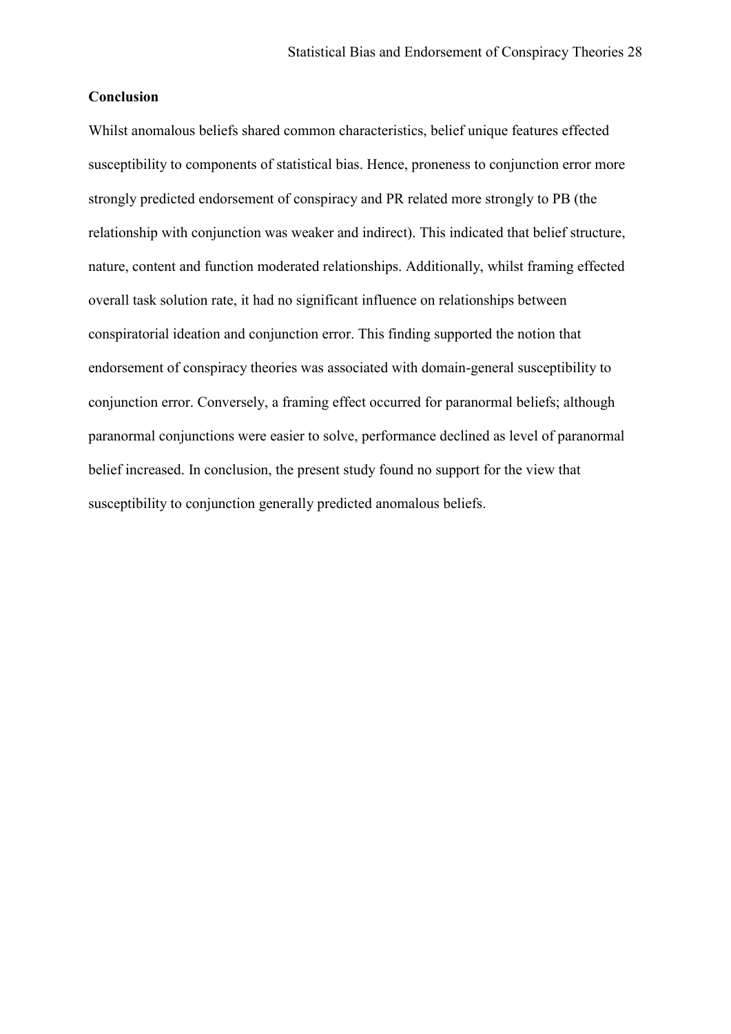**Conclusion**

Whilst anomalous beliefs shared common characteristics, belief unique features effected susceptibility to components of statistical bias. Hence, proneness to conjunction error more strongly predicted endorsement of conspiracy and PR related more strongly to PB (the relationship with conjunction was weaker and indirect). This indicated that belief structure, nature, content and function moderated relationships. Additionally, whilst framing effected overall task solution rate, it had no significant influence on relationships between conspiratorial ideation and conjunction error. This finding supported the notion that endorsement of conspiracy theories was associated with domain-general susceptibility to conjunction error. Conversely, a framing effect occurred for paranormal beliefs; although paranormal conjunctions were easier to solve, performance declined as level of paranormal belief increased. In conclusion, the present study found no support for the view that susceptibility to conjunction generally predicted anomalous beliefs.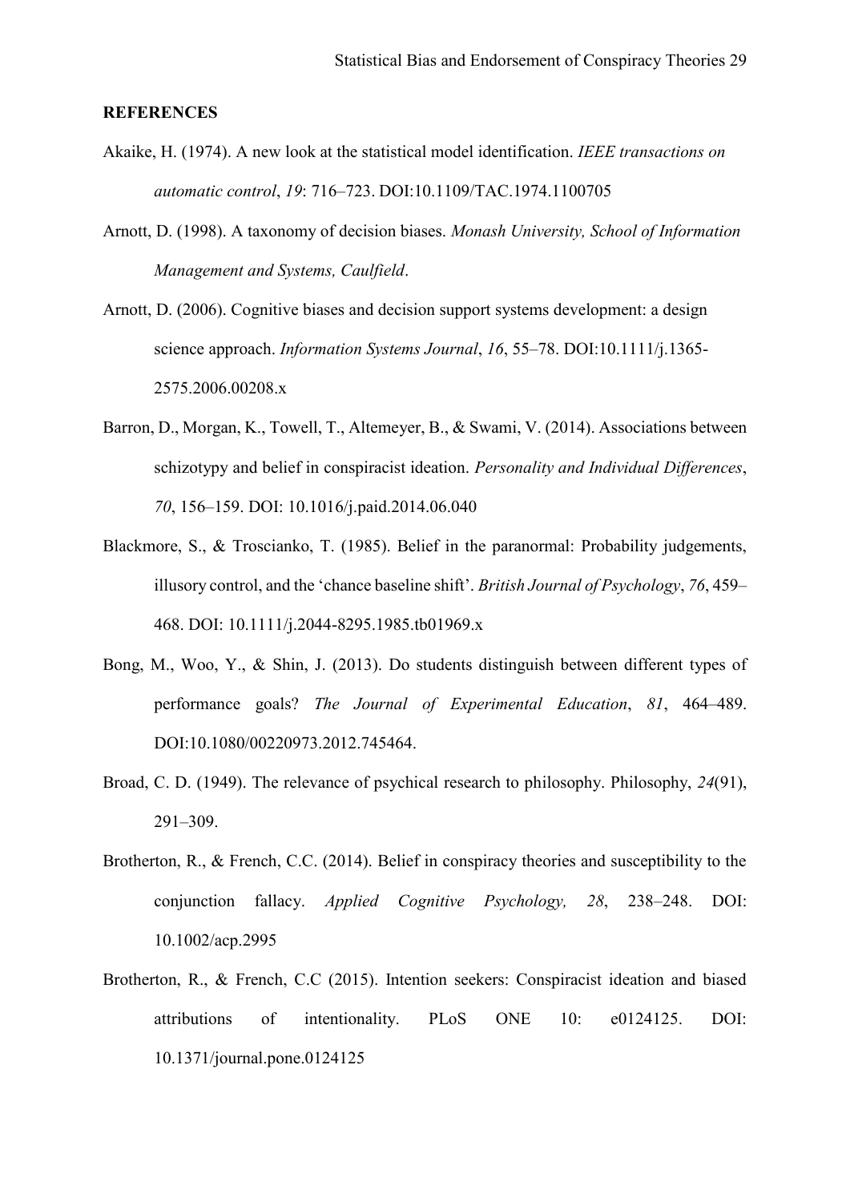**REFERENCES**

Akaike, H. (1974). A new look at the statistical model identification. *IEEE transactions on automatic control*, *19*: 716–723. DOI:10.1109/TAC.1974.1100705

Arnott, D. (1998). A taxonomy of decision biases. *Monash University, School of Information Management and Systems, Caulfield*.

Arnott, D. (2006). Cognitive biases and decision support systems development: a design science approach. *Information Systems Journal*, *16*, 55–78. DOI:10.1111/j.1365-2575.2006.00208.x

Barron, D., Morgan, K., Towell, T., Altemeyer, B., & Swami, V. (2014). Associations between schizotypy and belief in conspiracist ideation. *Personality and Individual Differences*, *70*, 156–159. DOI: 10.1016/j.paid.2014.06.040

Blackmore, S., & Troscianko, T. (1985). Belief in the paranormal: Probability judgements, illusory control, and the 'chance baseline shift'. *British Journal of Psychology*, *76*, 459–468. DOI: 10.1111/j.2044-8295.1985.tb01969.x

Bong, M., Woo, Y., & Shin, J. (2013). Do students distinguish between different types of performance goals? *The Journal of Experimental Education*, *81*, 464–489. DOI:10.1080/00220973.2012.745464.

Broad, C. D. (1949). The relevance of psychical research to philosophy. Philosophy, *24*(91), 291–309.

Brotherton, R., & French, C.C. (2014). Belief in conspiracy theories and susceptibility to the conjunction fallacy. *Applied Cognitive Psychology, 28*, 238–248. DOI: 10.1002/acp.2995

Brotherton, R., & French, C.C (2015). Intention seekers: Conspiracist ideation and biased attributions of intentionality. PLoS ONE 10: e0124125. DOI: 10.1371/journal.pone.0124125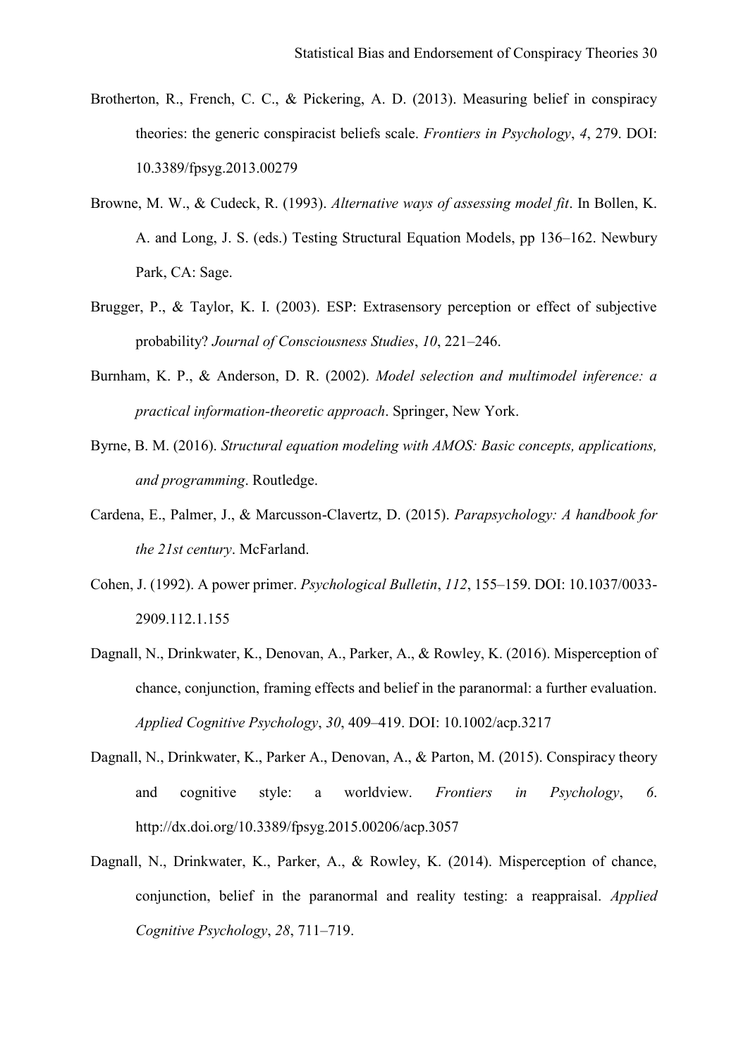Brotherton, R., French, C. C., & Pickering, A. D. (2013). Measuring belief in conspiracy theories: the generic conspiracist beliefs scale. *Frontiers in Psychology*, *4*, 279. DOI: 10.3389/fpsyg.2013.00279

Browne, M. W., & Cudeck, R. (1993). *Alternative ways of assessing model fit*. In Bollen, K. A. and Long, J. S. (eds.) Testing Structural Equation Models, pp 136–162. Newbury Park, CA: Sage.

Brugger, P., & Taylor, K. I. (2003). ESP: Extrasensory perception or effect of subjective probability? *Journal of Consciousness Studies*, *10*, 221–246.

Burnham, K. P., & Anderson, D. R. (2002). *Model selection and multimodel inference: a practical information-theoretic approach*. Springer, New York.

Byrne, B. M. (2016). *Structural equation modeling with AMOS: Basic concepts, applications, and programming*. Routledge.

Cardena, E., Palmer, J., & Marcusson-Clavertz, D. (2015). *Parapsychology: A handbook for the 21st century*. McFarland.

Cohen, J. (1992). A power primer. *Psychological Bulletin*, *112*, 155–159. DOI: 10.1037/0033-2909.112.1.155

Dagnall, N., Drinkwater, K., Denovan, A., Parker, A., & Rowley, K. (2016). Misperception of chance, conjunction, framing effects and belief in the paranormal: a further evaluation. *Applied Cognitive Psychology*, *30*, 409–419. DOI: 10.1002/acp.3217

Dagnall, N., Drinkwater, K., Parker A., Denovan, A., & Parton, M. (2015). Conspiracy theory and cognitive style: a worldview. *Frontiers in Psychology*, *6*. http://dx.doi.org/10.3389/fpsyg.2015.00206/acp.3057

Dagnall, N., Drinkwater, K., Parker, A., & Rowley, K. (2014). Misperception of chance, conjunction, belief in the paranormal and reality testing: a reappraisal. *Applied Cognitive Psychology*, *28*, 711–719.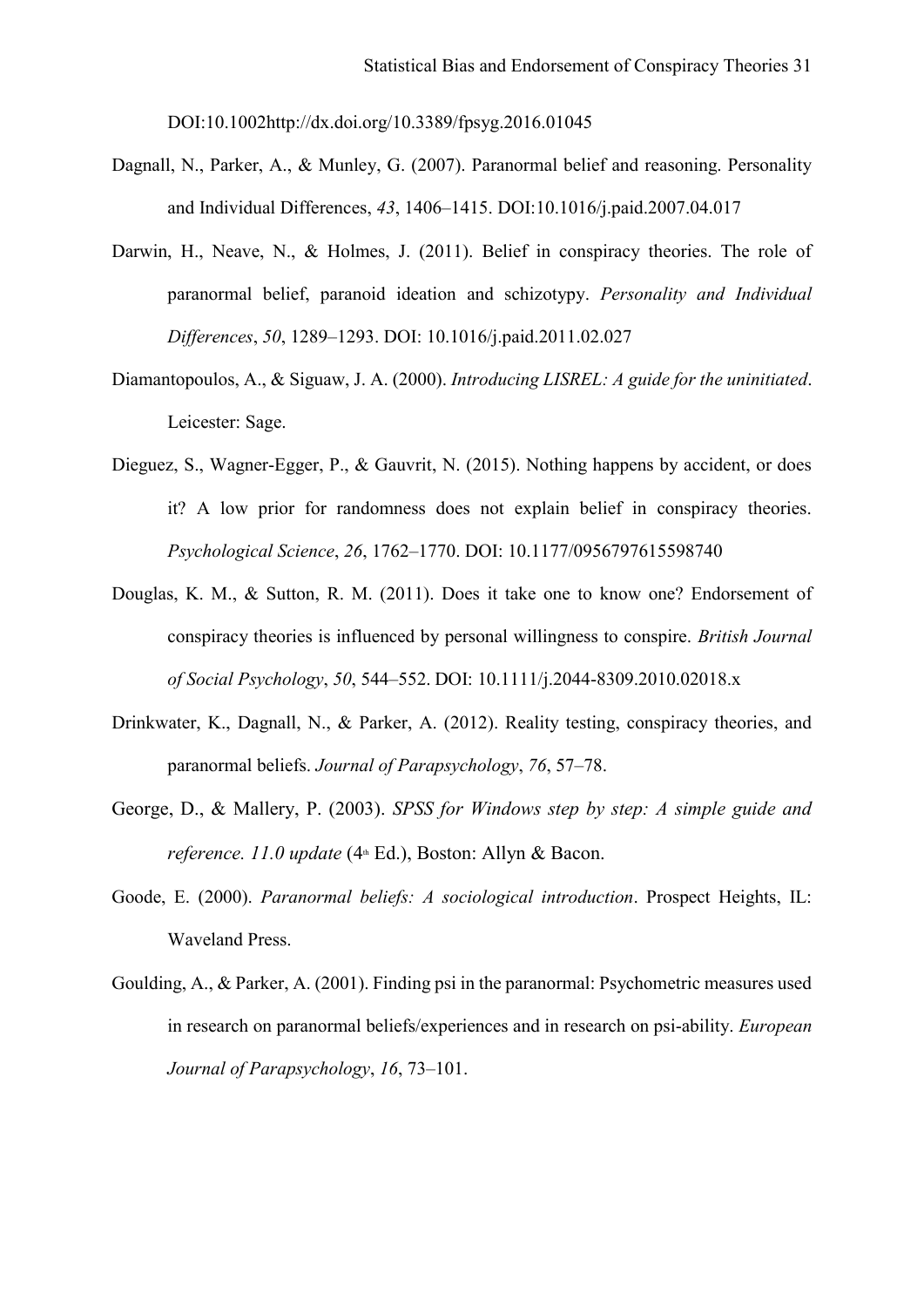DOI:10.1002http://dx.doi.org/10.3389/fpsyg.2016.01045

Dagnall, N., Parker, A., & Munley, G. (2007). Paranormal belief and reasoning. Personality and Individual Differences, *43*, 1406–1415. DOI:10.1016/j.paid.2007.04.017

Darwin, H., Neave, N., & Holmes, J. (2011). Belief in conspiracy theories. The role of paranormal belief, paranoid ideation and schizotypy. *Personality and Individual Differences*, *50*, 1289–1293. DOI: 10.1016/j.paid.2011.02.027

Diamantopoulos, A., & Siguaw, J. A. (2000). *Introducing LISREL: A guide for the uninitiated*. Leicester: Sage.

Dieguez, S., Wagner-Egger, P., & Gauvrit, N. (2015). Nothing happens by accident, or does it? A low prior for randomness does not explain belief in conspiracy theories. *Psychological Science*, *26*, 1762–1770. DOI: 10.1177/0956797615598740

Douglas, K. M., & Sutton, R. M. (2011). Does it take one to know one? Endorsement of conspiracy theories is influenced by personal willingness to conspire. *British Journal of Social Psychology*, *50*, 544–552. DOI: 10.1111/j.2044-8309.2010.02018.x

Drinkwater, K., Dagnall, N., & Parker, A. (2012). Reality testing, conspiracy theories, and paranormal beliefs. *Journal of Parapsychology*, *76*, 57–78.

George, D., & Mallery, P. (2003). *SPSS for Windows step by step: A simple guide and reference. 11.0 update* (4th Ed.), Boston: Allyn & Bacon.

Goode, E. (2000). *Paranormal beliefs: A sociological introduction*. Prospect Heights, IL: Waveland Press.

Goulding, A., & Parker, A. (2001). Finding psi in the paranormal: Psychometric measures used in research on paranormal beliefs/experiences and in research on psi-ability. *European Journal of Parapsychology*, *16*, 73–101.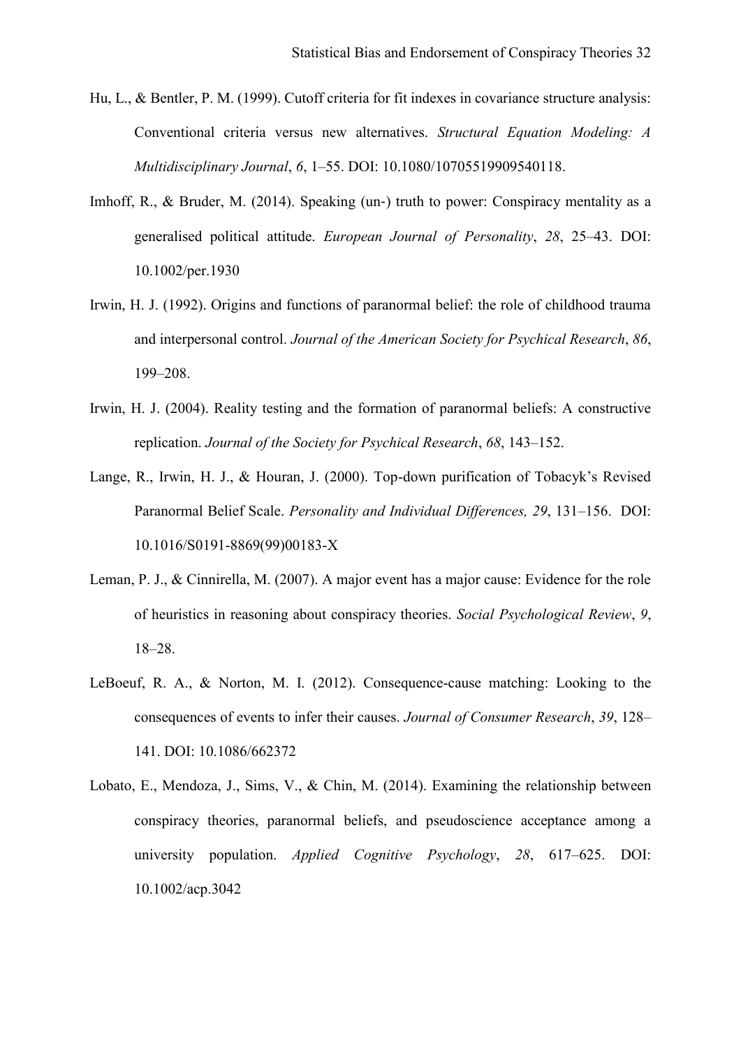Hu, L., & Bentler, P. M. (1999). Cutoff criteria for fit indexes in covariance structure analysis: Conventional criteria versus new alternatives. *Structural Equation Modeling: A Multidisciplinary Journal*, *6*, 1–55. DOI: 10.1080/10705519909540118.

Imhoff, R., & Bruder, M. (2014). Speaking (un-) truth to power: Conspiracy mentality as a generalised political attitude. *European Journal of Personality*, *28*, 25–43. DOI: 10.1002/per.1930

Irwin, H. J. (1992). Origins and functions of paranormal belief: the role of childhood trauma and interpersonal control. *Journal of the American Society for Psychical Research*, *86*, 199–208.

Irwin, H. J. (2004). Reality testing and the formation of paranormal beliefs: A constructive replication. *Journal of the Society for Psychical Research*, *68*, 143–152.

Lange, R., Irwin, H. J., & Houran, J. (2000). Top-down purification of Tobacyk's Revised Paranormal Belief Scale. *Personality and Individual Differences, 29*, 131–156. DOI: 10.1016/S0191-8869(99)00183-X

Leman, P. J., & Cinnirella, M. (2007). A major event has a major cause: Evidence for the role of heuristics in reasoning about conspiracy theories. *Social Psychological Review*, *9*, 18–28.

LeBoeuf, R. A., & Norton, M. I. (2012). Consequence-cause matching: Looking to the consequences of events to infer their causes. *Journal of Consumer Research*, *39*, 128–141. DOI: 10.1086/662372

Lobato, E., Mendoza, J., Sims, V., & Chin, M. (2014). Examining the relationship between conspiracy theories, paranormal beliefs, and pseudoscience acceptance among a university population. *Applied Cognitive Psychology*, *28*, 617–625. DOI: 10.1002/acp.3042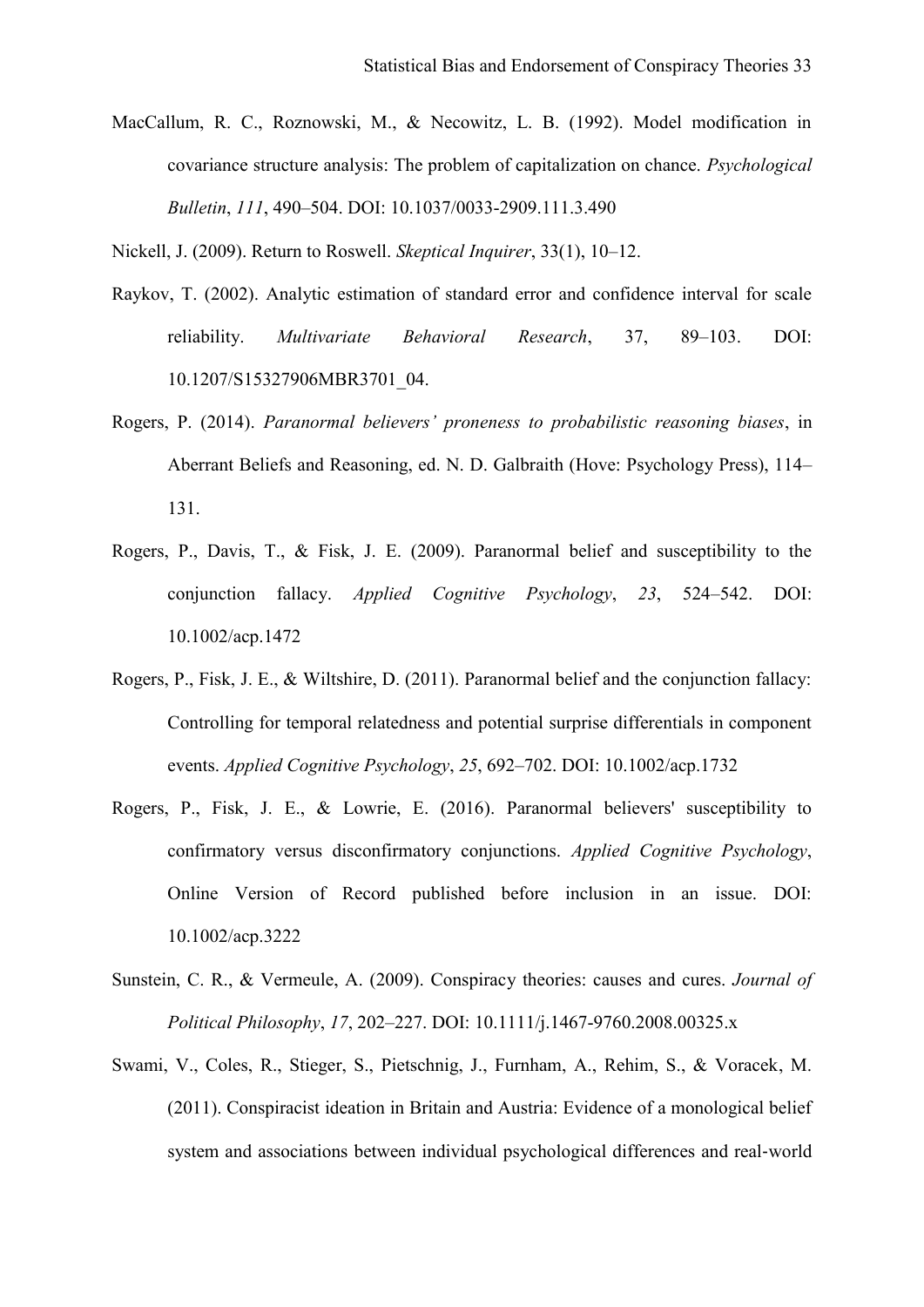MacCallum, R. C., Roznowski, M., & Necowitz, L. B. (1992). Model modification in covariance structure analysis: The problem of capitalization on chance. *Psychological Bulletin*, *111*, 490–504. DOI: 10.1037/0033-2909.111.3.490

Nickell, J. (2009). Return to Roswell. *Skeptical Inquirer*, 33(1), 10–12.

Raykov, T. (2002). Analytic estimation of standard error and confidence interval for scale reliability. *Multivariate Behavioral Research*, 37, 89–103. DOI: 10.1207/S15327906MBR3701_04.

Rogers, P. (2014). *Paranormal believers' proneness to probabilistic reasoning biases*, in Aberrant Beliefs and Reasoning, ed. N. D. Galbraith (Hove: Psychology Press), 114–131.

Rogers, P., Davis, T., & Fisk, J. E. (2009). Paranormal belief and susceptibility to the conjunction fallacy. *Applied Cognitive Psychology*, *23*, 524–542. DOI: 10.1002/acp.1472

Rogers, P., Fisk, J. E., & Wiltshire, D. (2011). Paranormal belief and the conjunction fallacy: Controlling for temporal relatedness and potential surprise differentials in component events. *Applied Cognitive Psychology*, *25*, 692–702. DOI: 10.1002/acp.1732

Rogers, P., Fisk, J. E., & Lowrie, E. (2016). Paranormal believers' susceptibility to confirmatory versus disconfirmatory conjunctions. *Applied Cognitive Psychology*, Online Version of Record published before inclusion in an issue. DOI: 10.1002/acp.3222

Sunstein, C. R., & Vermeule, A. (2009). Conspiracy theories: causes and cures. *Journal of Political Philosophy*, *17*, 202–227. DOI: 10.1111/j.1467-9760.2008.00325.x

Swami, V., Coles, R., Stieger, S., Pietschnig, J., Furnham, A., Rehim, S., & Voracek, M. (2011). Conspiracist ideation in Britain and Austria: Evidence of a monological belief system and associations between individual psychological differences and real-world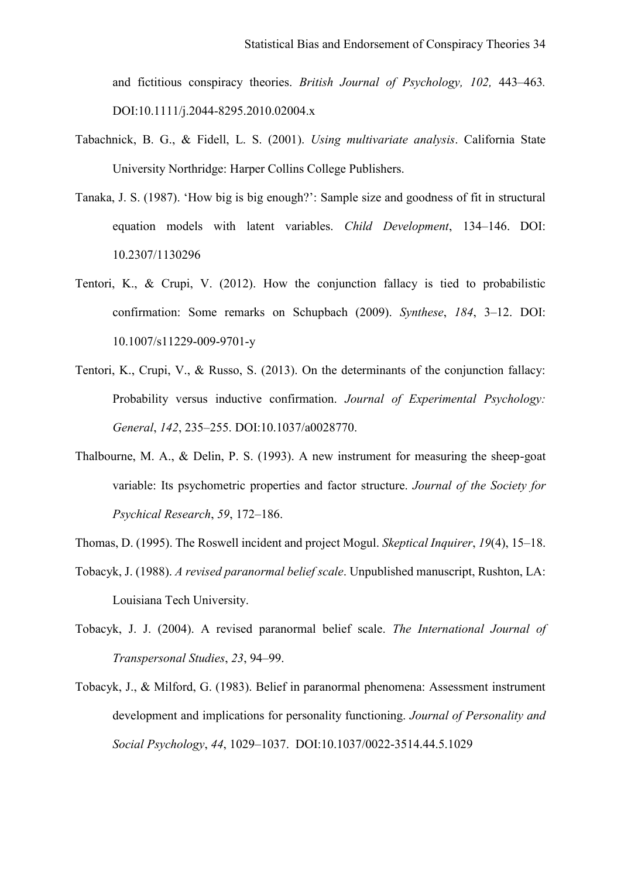and fictitious conspiracy theories. *British Journal of Psychology, 102,* 443–463. DOI:10.1111/j.2044-8295.2010.02004.x

Tabachnick, B. G., & Fidell, L. S. (2001). *Using multivariate analysis*. California State University Northridge: Harper Collins College Publishers.

Tanaka, J. S. (1987). 'How big is big enough?': Sample size and goodness of fit in structural equation models with latent variables. *Child Development*, 134–146. DOI: 10.2307/1130296

Tentori, K., & Crupi, V. (2012). How the conjunction fallacy is tied to probabilistic confirmation: Some remarks on Schupbach (2009). *Synthese*, *184*, 3–12. DOI: 10.1007/s11229-009-9701-y

Tentori, K., Crupi, V., & Russo, S. (2013). On the determinants of the conjunction fallacy: Probability versus inductive confirmation. *Journal of Experimental Psychology: General*, *142*, 235–255. DOI:10.1037/a0028770.

Thalbourne, M. A., & Delin, P. S. (1993). A new instrument for measuring the sheep-goat variable: Its psychometric properties and factor structure. *Journal of the Society for Psychical Research*, *59*, 172–186.

Thomas, D. (1995). The Roswell incident and project Mogul. *Skeptical Inquirer*, *19*(4), 15–18.

Tobacyk, J. (1988). *A revised paranormal belief scale*. Unpublished manuscript, Rushton, LA: Louisiana Tech University.

Tobacyk, J. J. (2004). A revised paranormal belief scale. *The International Journal of Transpersonal Studies*, *23*, 94–99.

Tobacyk, J., & Milford, G. (1983). Belief in paranormal phenomena: Assessment instrument development and implications for personality functioning. *Journal of Personality and Social Psychology*, *44*, 1029–1037. DOI:10.1037/0022-3514.44.5.1029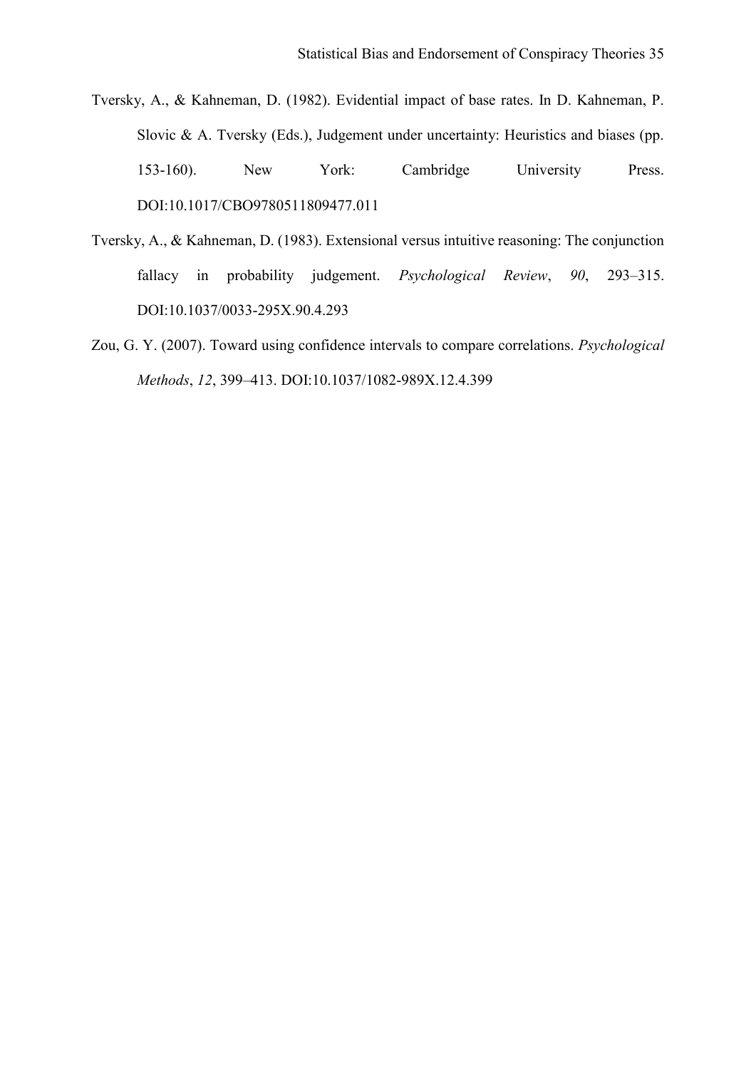Tversky, A., & Kahneman, D. (1982). Evidential impact of base rates. In D. Kahneman, P. Slovic & A. Tversky (Eds.), Judgement under uncertainty: Heuristics and biases (pp. 153-160). New York: Cambridge University Press. DOI:10.1017/CBO9780511809477.011

Tversky, A., & Kahneman, D. (1983). Extensional versus intuitive reasoning: The conjunction fallacy in probability judgement. *Psychological Review*, *90*, 293–315. DOI:10.1037/0033-295X.90.4.293

Zou, G. Y. (2007). Toward using confidence intervals to compare correlations. *Psychological Methods*, *12*, 399–413. DOI:10.1037/1082-989X.12.4.399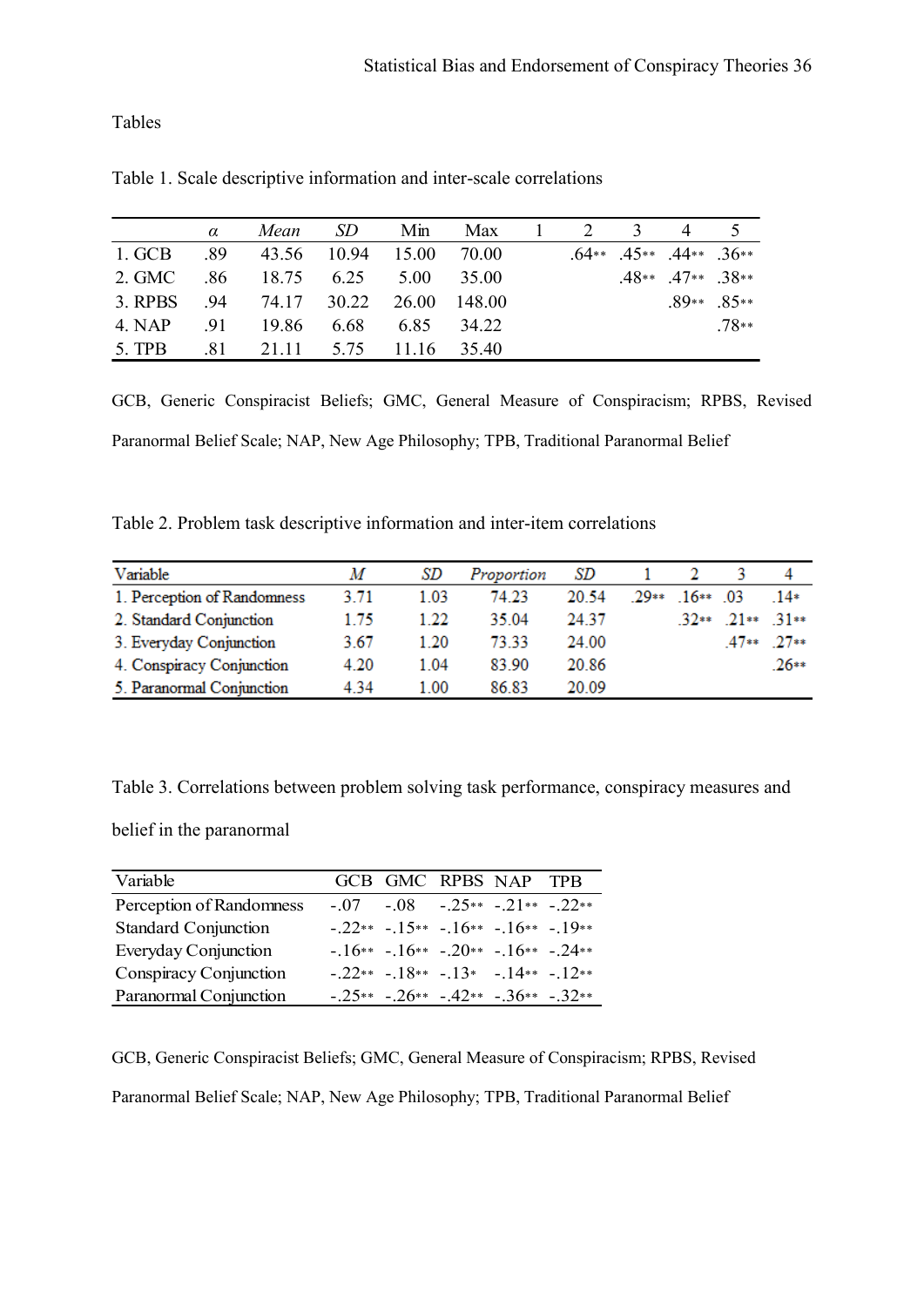Tables

Table 1. Scale descriptive information and inter-scale correlations

| | α | *Mean* | *SD* | Min | Max | 1 | 2 | 3 | 4 | 5 |
|---|---|---|---|---|---|---|---|---|---|---|
| 1. GCB | .89 | 43.56 | 10.94 | 15.00 | 70.00 | | .64** | .45** | .44** | .36** |
| 2. GMC | .86 | 18.75 | 6.25 | 5.00 | 35.00 | | | .48** | .47** | .38** |
| 3. RPBS | .94 | 74.17 | 30.22 | 26.00 | 148.00 | | | | .89** | .85** |
| 4. NAP | .91 | 19.86 | 6.68 | 6.85 | 34.22 | | | | | .78** |
| 5. TPB | .81 | 21.11 | 5.75 | 11.16 | 35.40 | | | | | |

GCB, Generic Conspiracist Beliefs; GMC, General Measure of Conspiracism; RPBS, Revised Paranormal Belief Scale; NAP, New Age Philosophy; TPB, Traditional Paranormal Belief

Table 2. Problem task descriptive information and inter-item correlations

| Variable | *M* | *SD* | *Proportion* | *SD* | 1 | 2 | 3 | 4 |
|---|---|---|---|---|---|---|---|---|
| 1. Perception of Randomness | 3.71 | 1.03 | 74.23 | 20.54 | .29** | .16** | .03 | .14* |
| 2. Standard Conjunction | 1.75 | 1.22 | 35.04 | 24.37 | | .32** | .21** | .31** |
| 3. Everyday Conjunction | 3.67 | 1.20 | 73.33 | 24.00 | | | .47** | .27** |
| 4. Conspiracy Conjunction | 4.20 | 1.04 | 83.90 | 20.86 | | | | .26** |
| 5. Paranormal Conjunction | 4.34 | 1.00 | 86.83 | 20.09 | | | | |

Table 3. Correlations between problem solving task performance, conspiracy measures and belief in the paranormal

| Variable | GCB | GMC | RPBS | NAP | TPB |
|---|---|---|---|---|---|
| Perception of Randomness | -.07 | -.08 | -.25** | -.21** | -.22** |
| Standard Conjunction | -.22** | -.15** | -.16** | -.16** | -.19** |
| Everyday Conjunction | -.16** | -.16** | -.20** | -.16** | -.24** |
| Conspiracy Conjunction | -.22** | -.18** | -.13* | -.14** | -.12** |
| Paranormal Conjunction | -.25** | -.26** | -.42** | -.36** | -.32** |

GCB, Generic Conspiracist Beliefs; GMC, General Measure of Conspiracism; RPBS, Revised Paranormal Belief Scale; NAP, New Age Philosophy; TPB, Traditional Paranormal Belief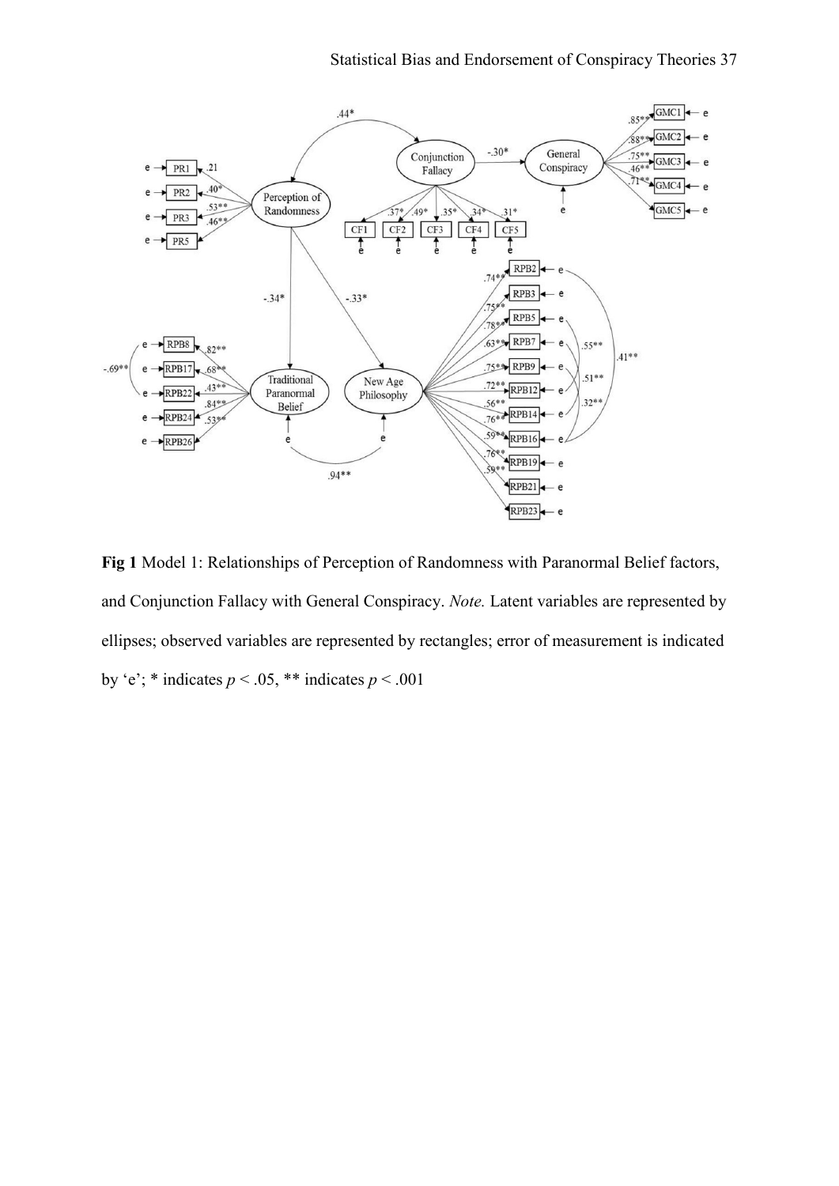**Fig 1** Model 1: Relationships of Perception of Randomness with Paranormal Belief factors, and Conjunction Fallacy with General Conspiracy. *Note.* Latent variables are represented by ellipses; observed variables are represented by rectangles; error of measurement is indicated by 'e'; * indicates $p < .05$, ** indicates $p < .001$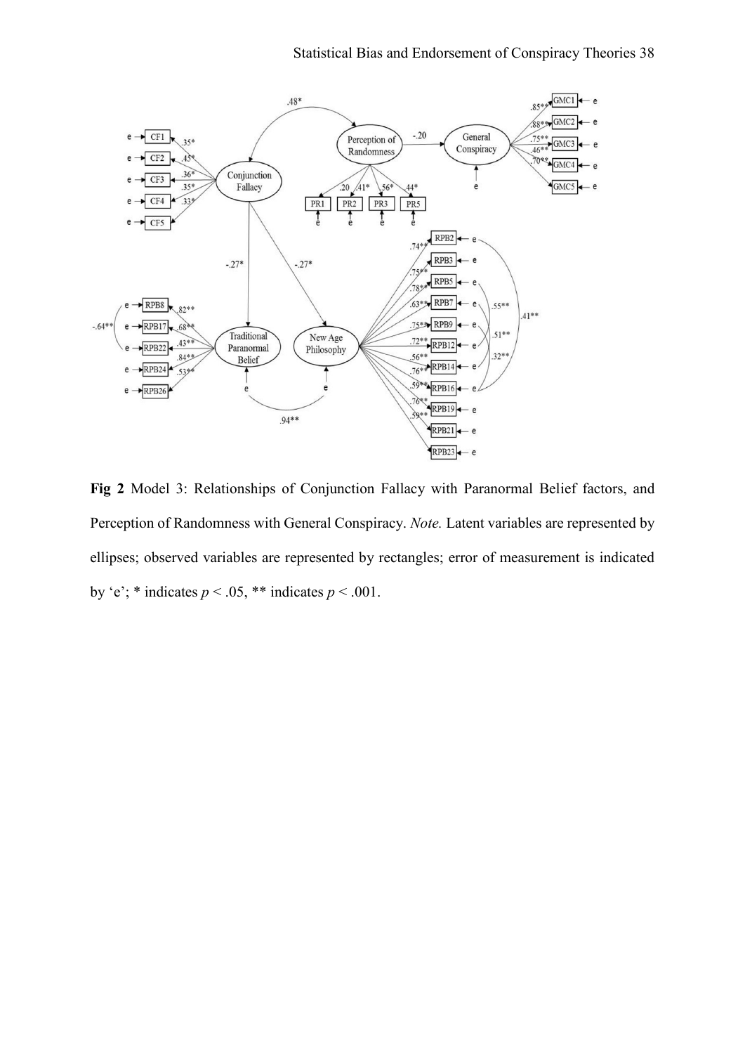.48*

Perception of Randomness

-.20

General Conspiracy

.85** GMC1 e

.88** GMC2 e

.75** GMC3 e

.46** GMC4 e

.70** GMC5 e

e

e CF1 .35*

e CF2 .45*

e CF3 .36*

e CF4 .35*

e CF5 .33*

Conjunction Fallacy

PR1 .20

PR2 .41*

PR3 .56*

PR5 .44*

e e e e

-.27*

-.27*

.74** RPB2 e

RPB3 e

.75** RPB5 e

.78** RPB7 e

.63** RPB9 e

.75** RPB12 e

.72** RPB14 e

.56** RPB16 e

.76** RPB19 e

.59** RPB21 e

.76** RPB23 e

.59**

.55**

.41**

.51**

.32**

-.64** e RPB8 .82**

e RPB17 .68**

e RPB22 .43**

e RPB24 .84**

e RPB26 .53**

Traditional Paranormal Belief

New Age Philosophy

e

e

.94**

**Fig 2** Model 3: Relationships of Conjunction Fallacy with Paranormal Belief factors, and Perception of Randomness with General Conspiracy. *Note.* Latent variables are represented by ellipses; observed variables are represented by rectangles; error of measurement is indicated by 'e'; * indicates $p < .05$, ** indicates $p < .001$.